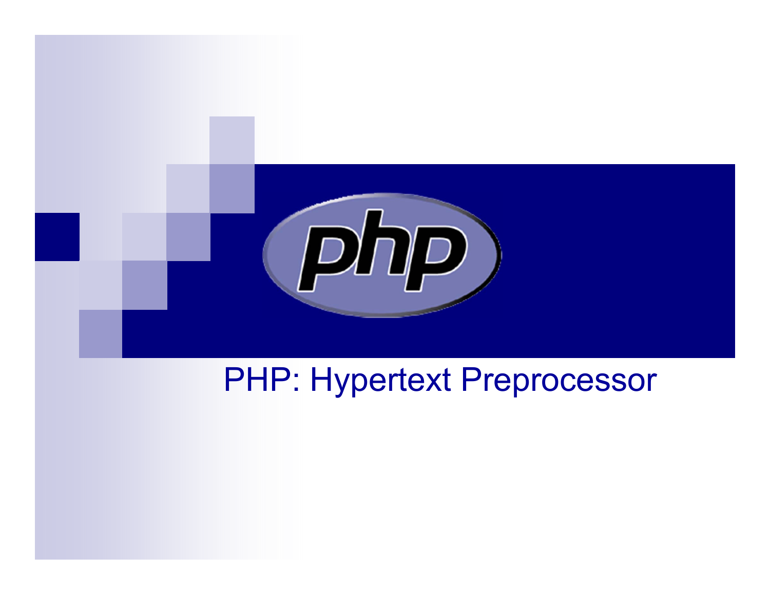# php

PHP: Hypertext Preprocessor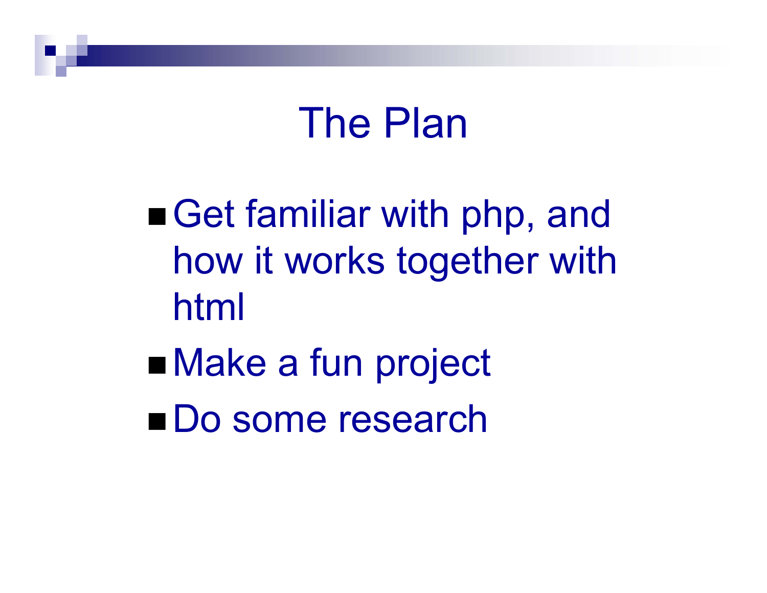# The Plan

- Get familiar with php, and how it works together with html
- Make a fun project
- Do some research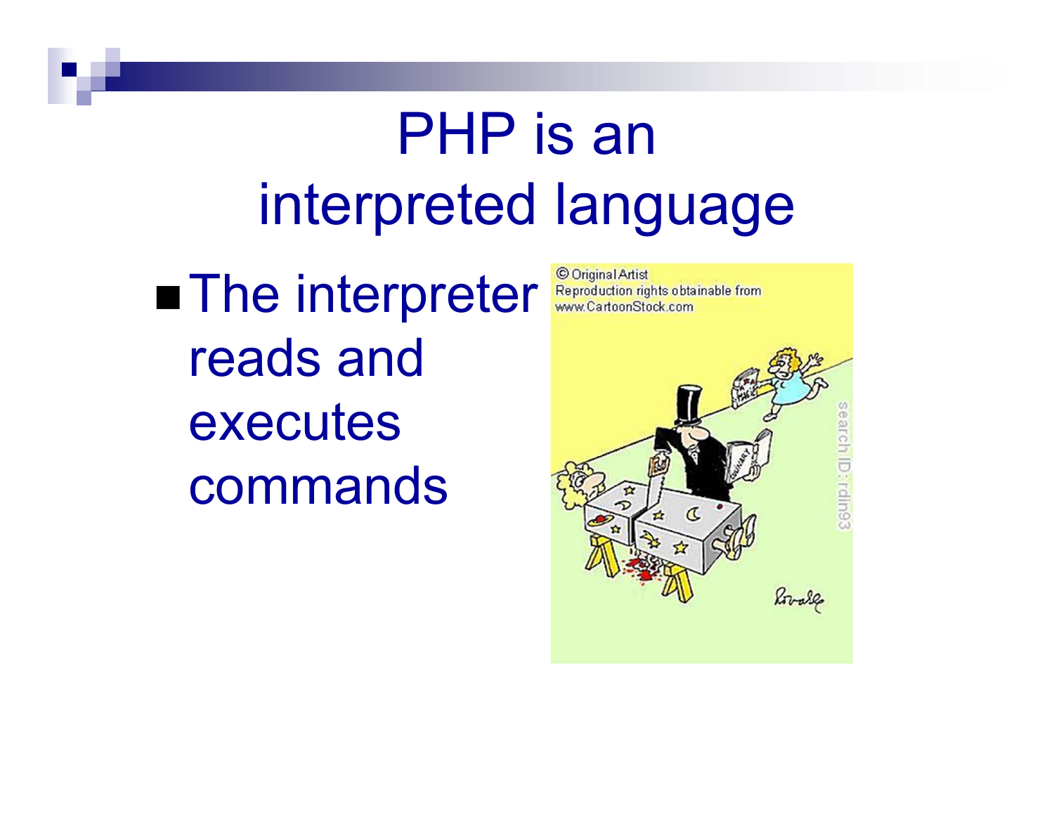# PHP is an interpreted language

- The interpreter reads and executes commands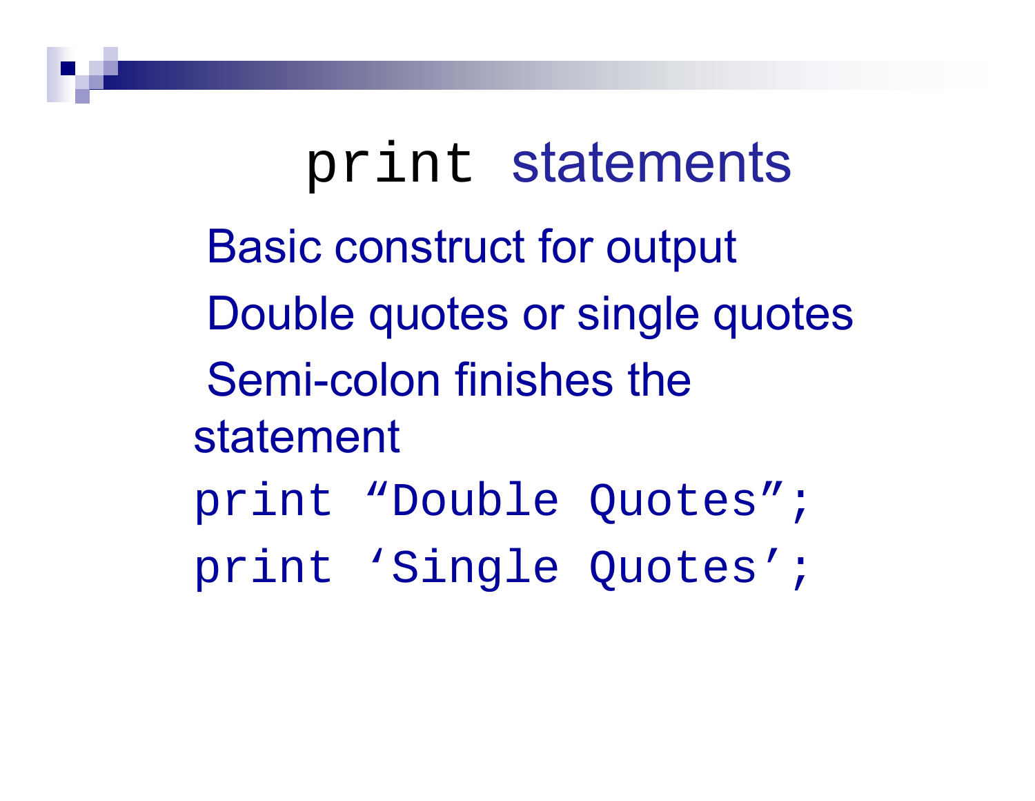# `print` statements

- Basic construct for output
- Double quotes or single quotes
- Semi-colon finishes the statement

```
print “Double Quotes”;
print ‘Single Quotes’;
```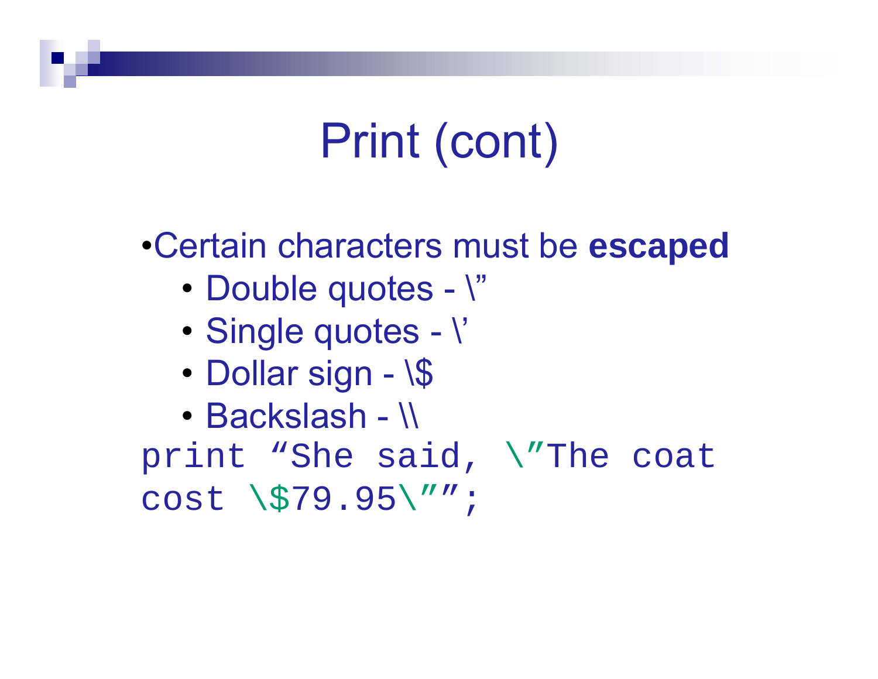# Print (cont)

- Certain characters must be **escaped**
  - Double quotes - \”
  - Single quotes - \’
  - Dollar sign - \$
  - Backslash - \\

```
print “She said, \”The coat
cost \$79.95\””;
```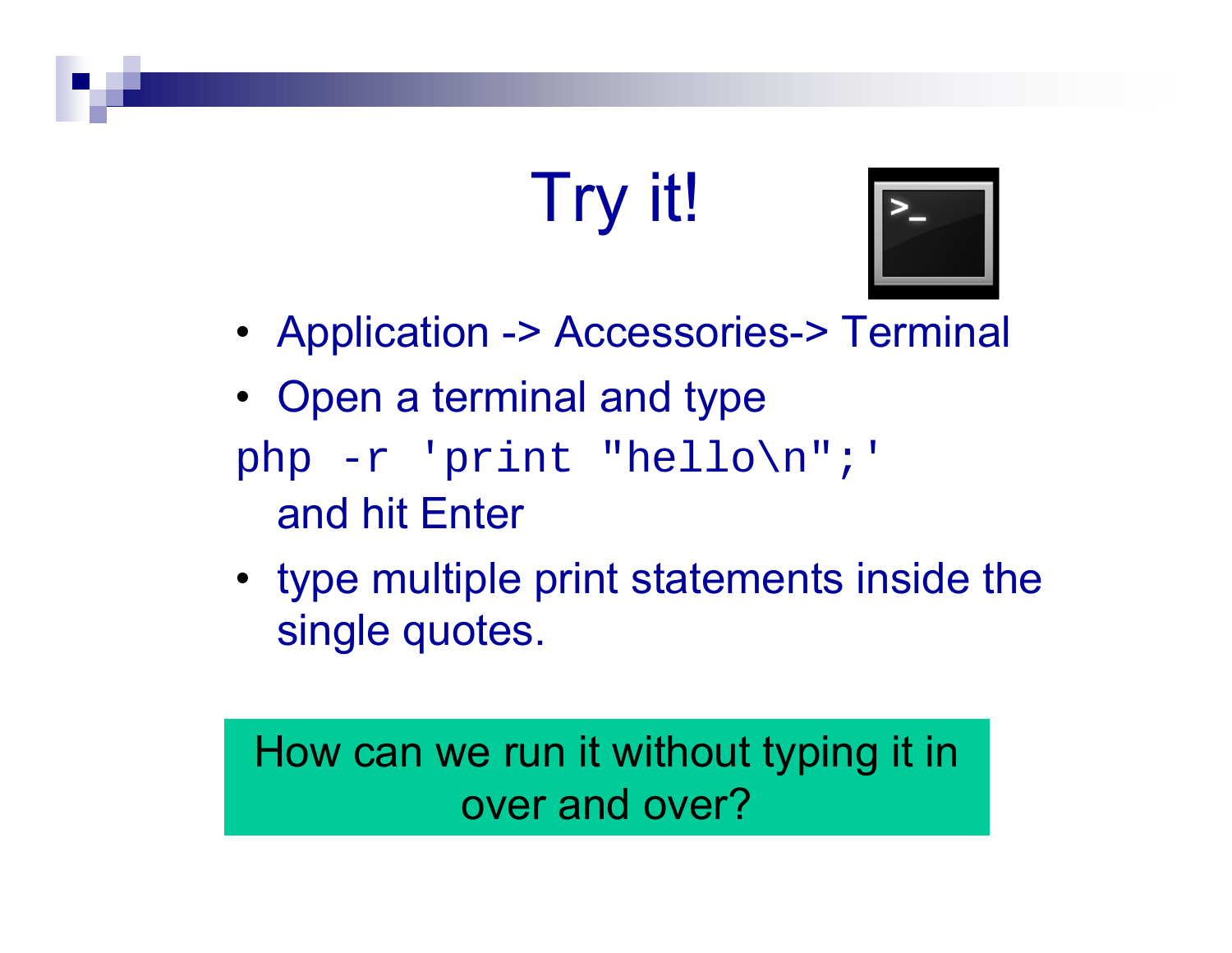# Try it!

- Application -> Accessories-> Terminal
- Open a terminal and type

```
php -r 'print "hello\n";'
```

  and hit Enter

- type multiple print statements inside the single quotes.

How can we run it without typing it in over and over?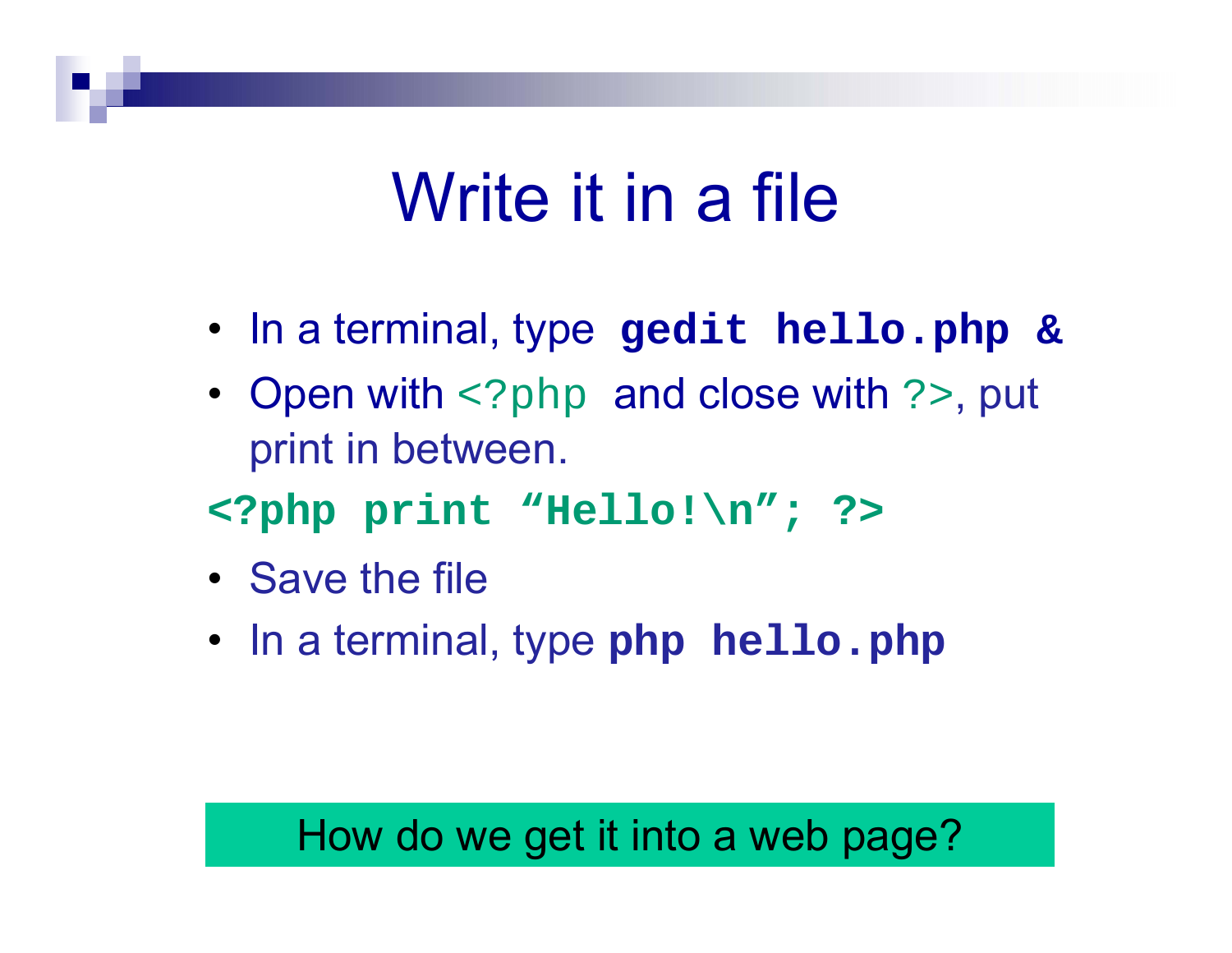# Write it in a file

- In a terminal, type **`gedit hello.php &`**
- Open with `<?php` and close with `?>`, put print in between.

```
<?php print “Hello!\n”; ?>
```

- Save the file
- In a terminal, type **`php hello.php`**

How do we get it into a web page?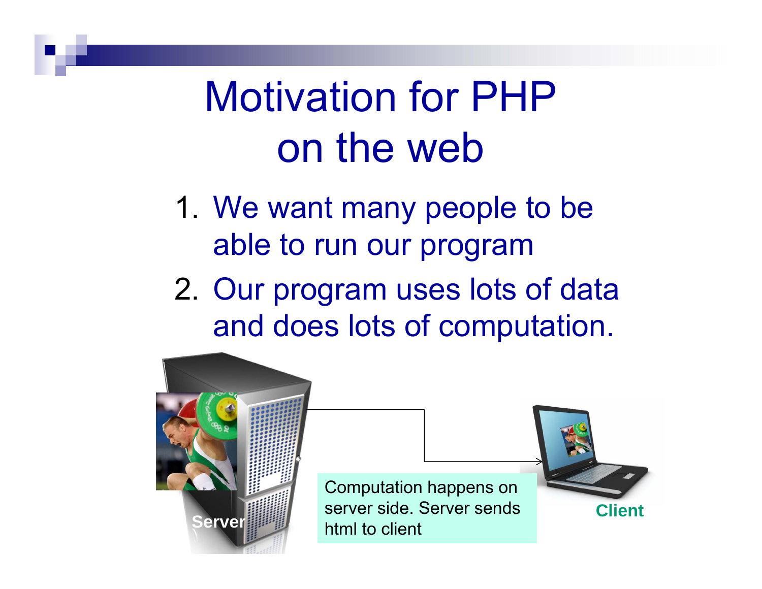# Motivation for PHP on the web

1. We want many people to be able to run our program
2. Our program uses lots of data and does lots of computation.

Server

Computation happens on server side. Server sends html to client

Client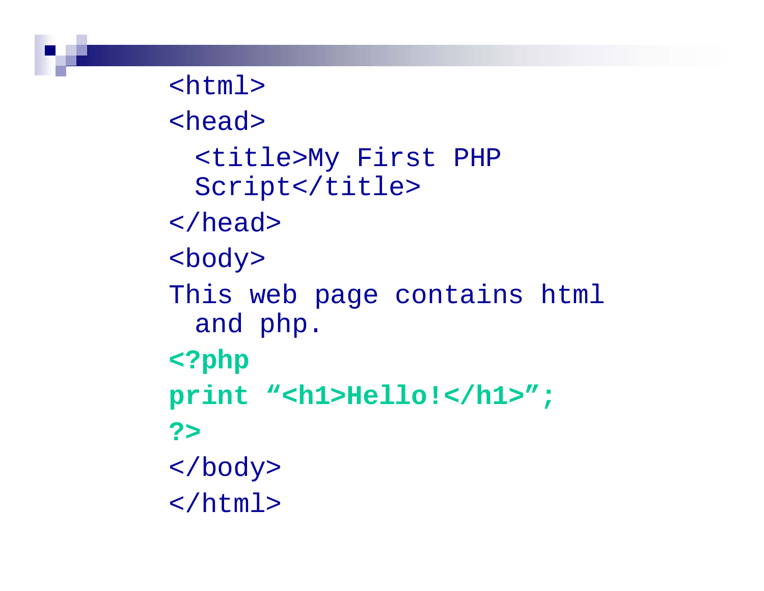```
<html>
<head>
  <title>My First PHP
  Script</title>
</head>
<body>
This web page contains html
  and php.
<?php
print “<h1>Hello!</h1>”;
?>
</body>
</html>
```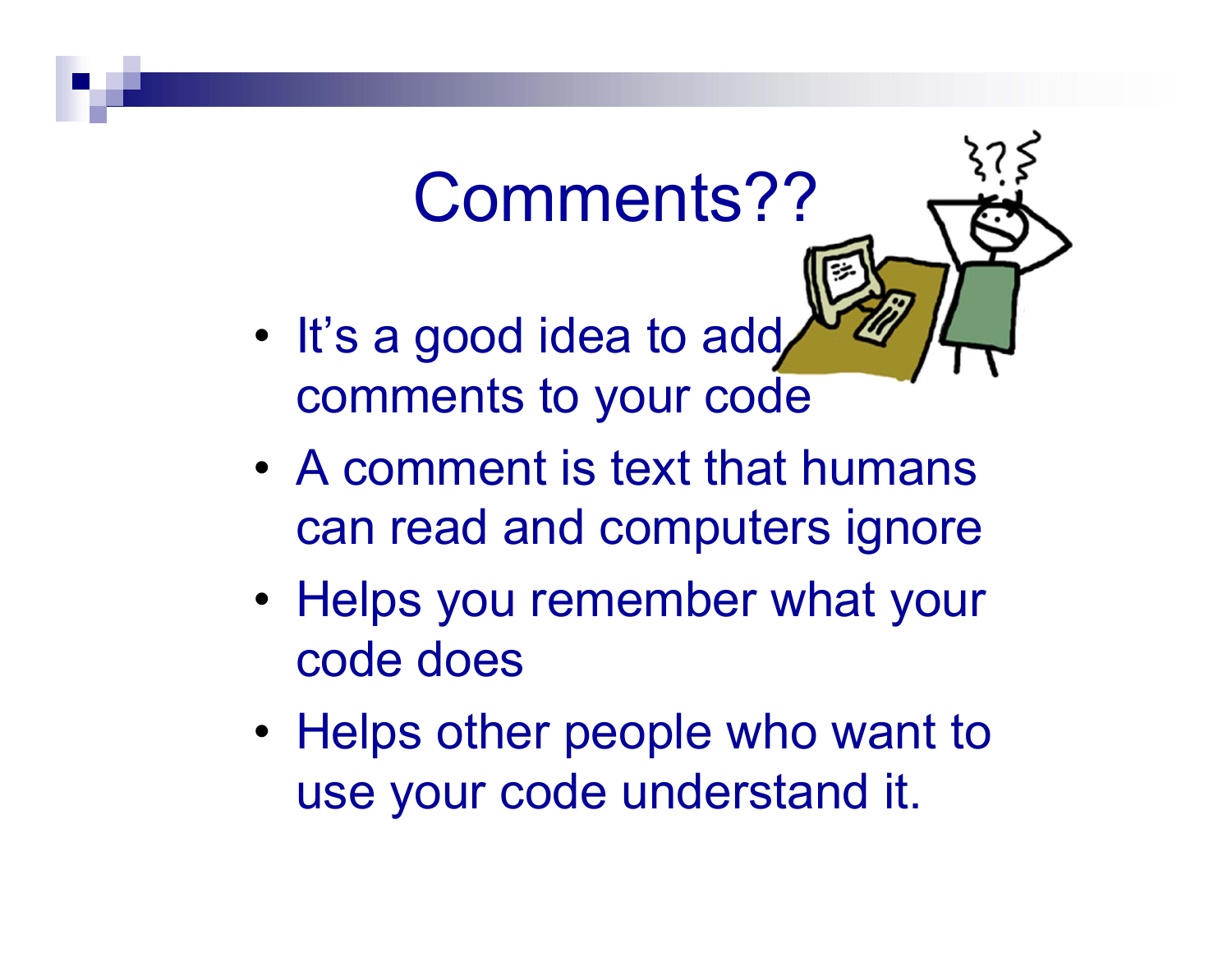# Comments??

- It's a good idea to add comments to your code
- A comment is text that humans can read and computers ignore
- Helps you remember what your code does
- Helps other people who want to use your code understand it.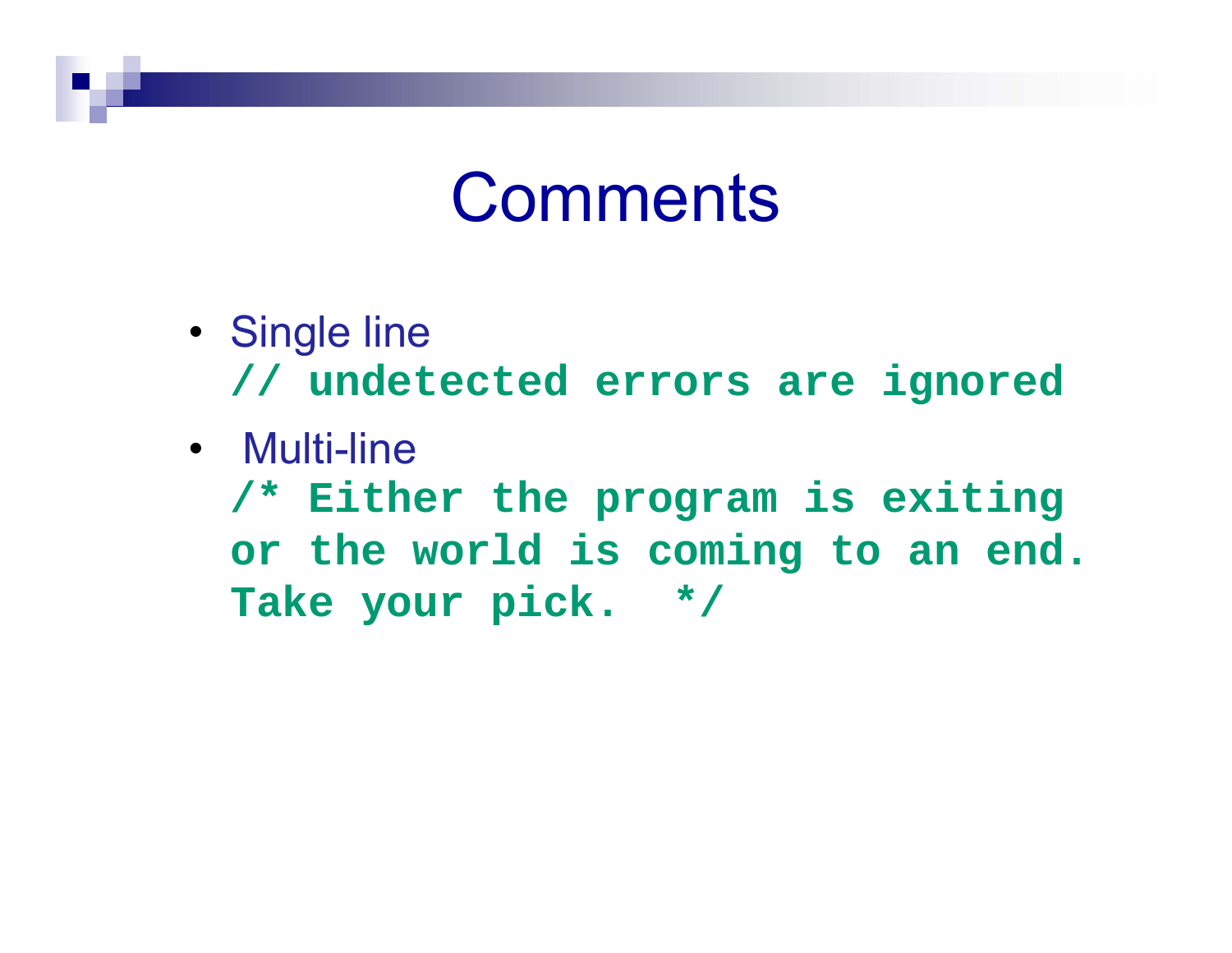# Comments

- Single line

```
// undetected errors are ignored
```

- Multi-line

```
/* Either the program is exiting
or the world is coming to an end.
Take your pick.  */
```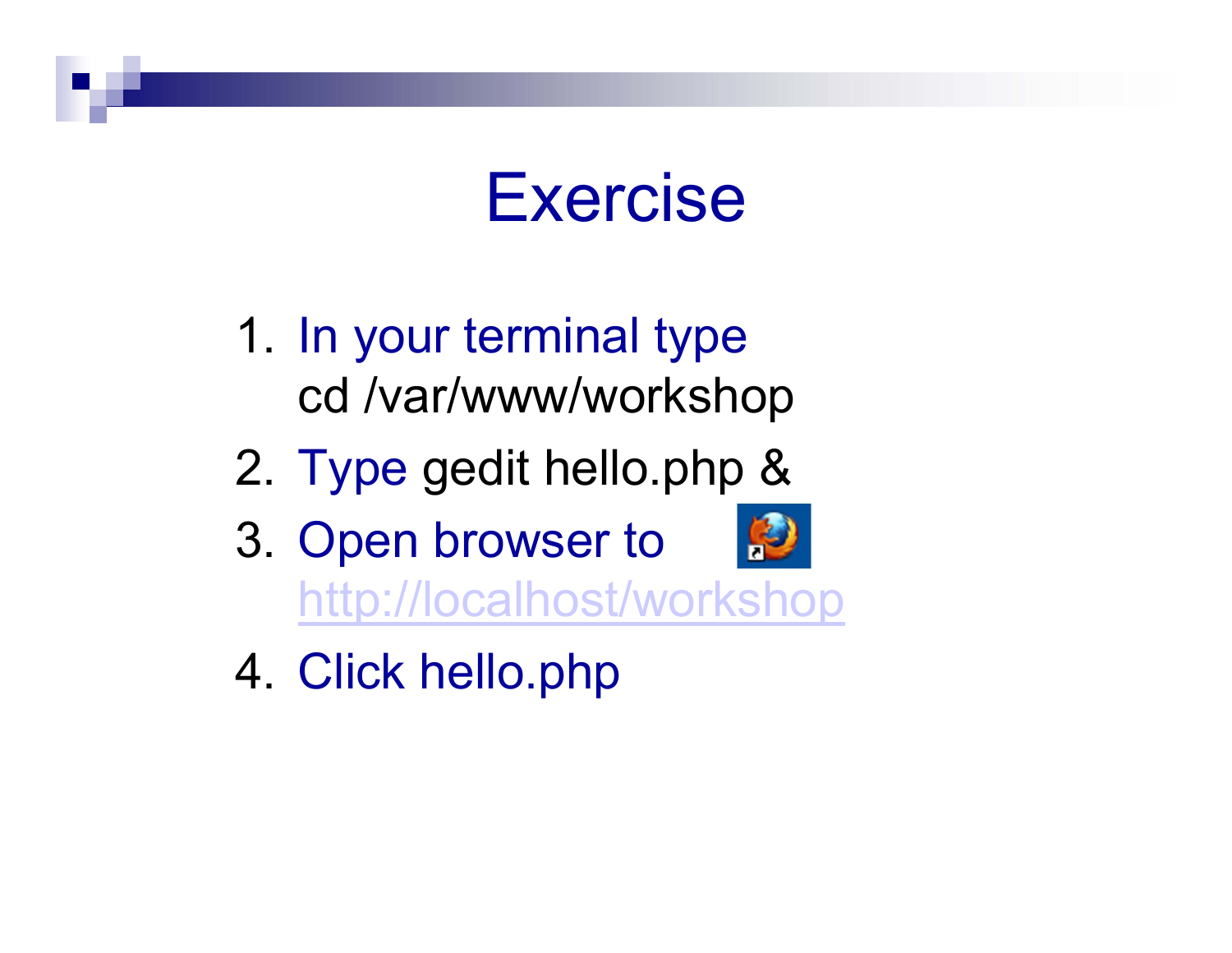# Exercise

1. In your terminal type
   cd /var/www/workshop
2. Type gedit hello.php &
3. Open browser to
   http://localhost/workshop
4. Click hello.php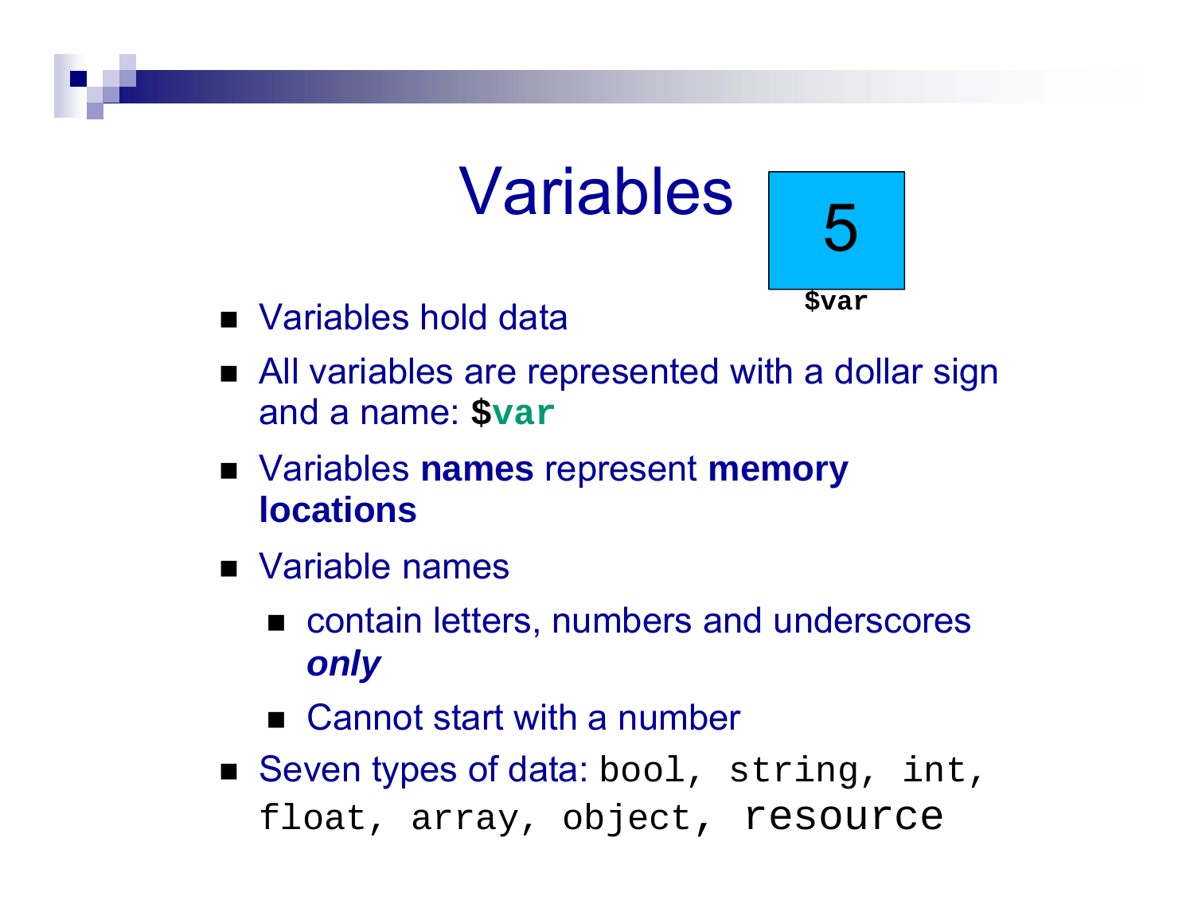# Variables

5

`$var`

- Variables hold data
- All variables are represented with a dollar sign and a name: **`$var`**
- Variables **names** represent **memory locations**
- Variable names
  - contain letters, numbers and underscores ***only***
  - Cannot start with a number
- Seven types of data: `bool`, `string`, `int`, `float`, `array`, `object`, `resource`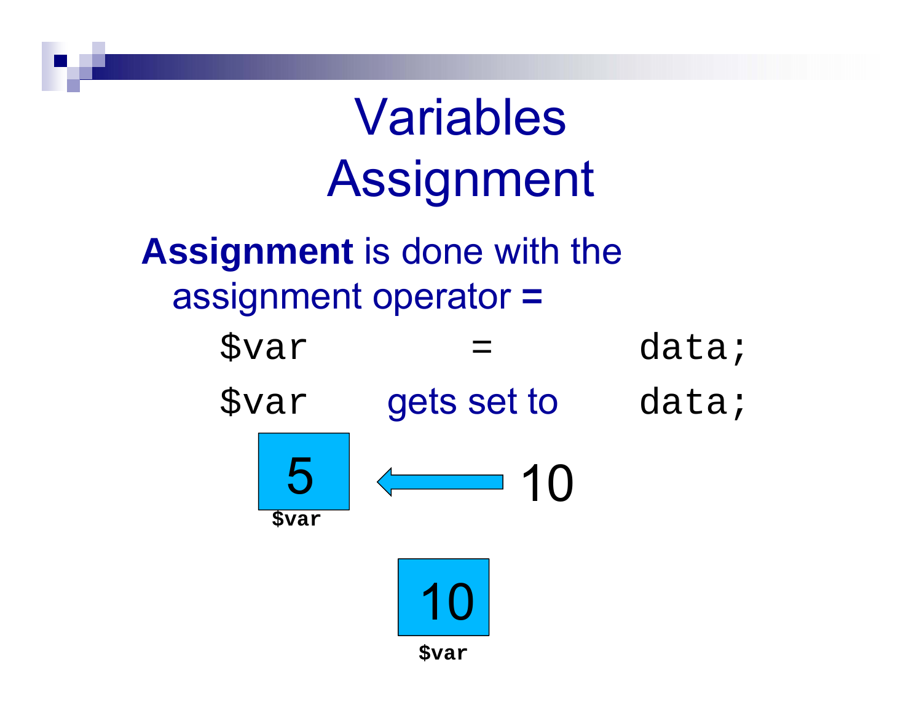# Variables
# Assignment

**Assignment** is done with the assignment operator **=**

```
$var          =          data;
```

`$var` gets set to `data;`

5 ← 10

$var

10

$var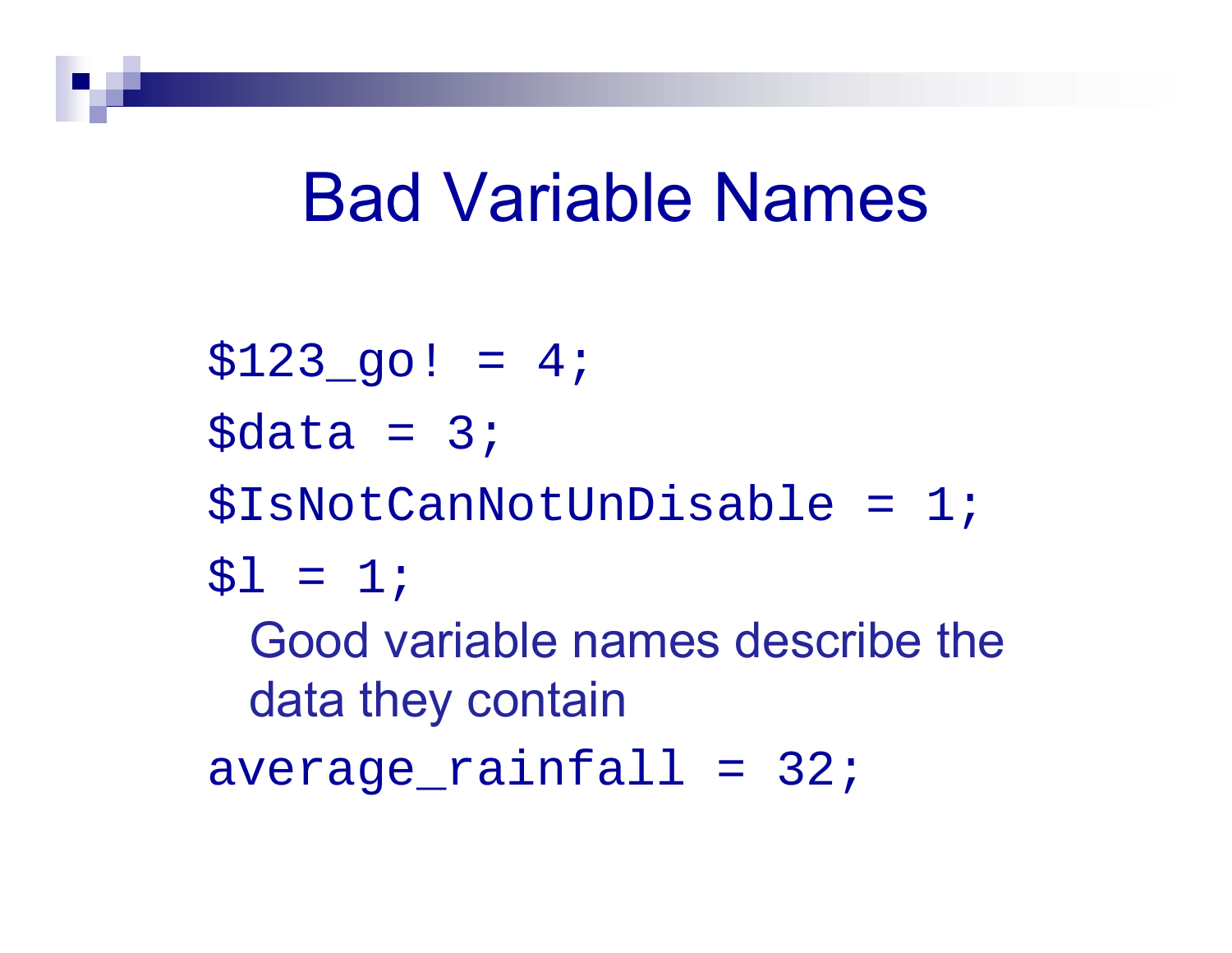# Bad Variable Names

```
$123_go! = 4;
$data = 3;
$IsNotCanNotUnDisable = 1;
$l = 1;
```

Good variable names describe the data they contain

```
average_rainfall = 32;
```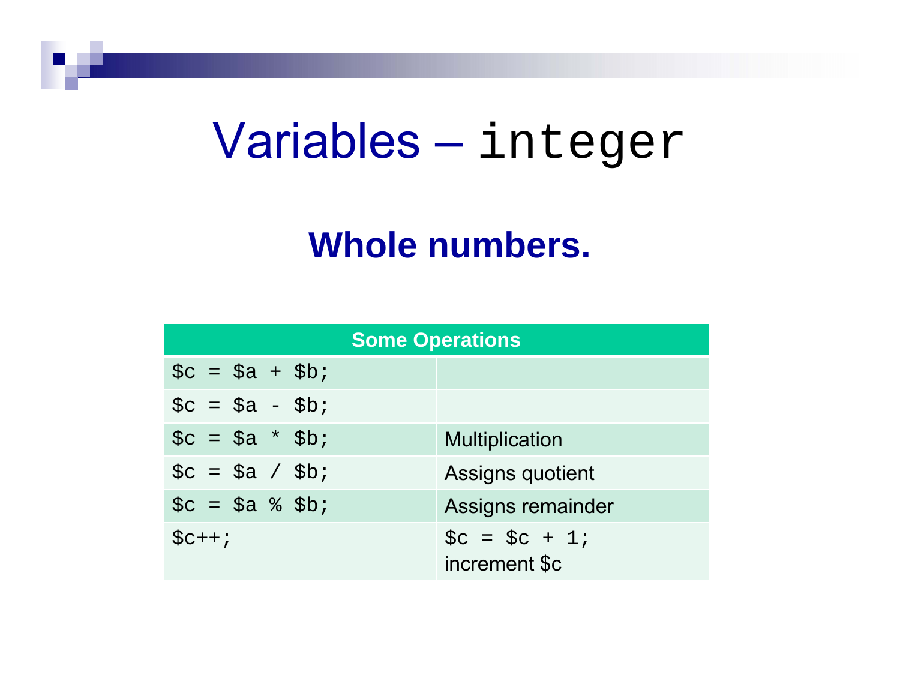# Variables – `integer`

## Whole numbers.

| Some Operations | |
|---|---|
| `$c = $a + $b;` | |
| `$c = $a - $b;` | |
| `$c = $a * $b;` | Multiplication |
| `$c = $a / $b;` | Assigns quotient |
| `$c = $a % $b;` | Assigns remainder |
| `$c++;` | `$c = $c + 1;` increment $c |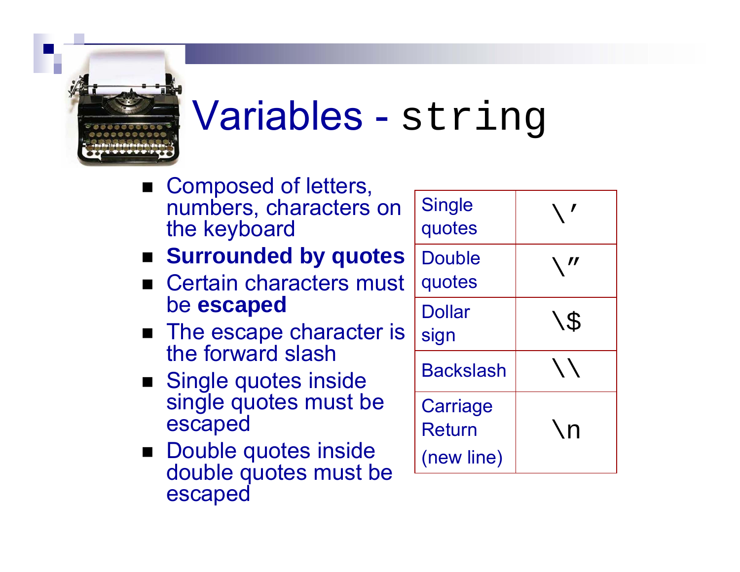# Variables - `string`

- Composed of letters, numbers, characters on the keyboard
- **Surrounded by quotes**
- Certain characters must be **escaped**
- The escape character is the forward slash
- Single quotes inside single quotes must be escaped
- Double quotes inside double quotes must be escaped

| | |
|---|---|
| Single quotes | `\'` |
| Double quotes | `\"` |
| Dollar sign | `\$` |
| Backslash | `\\` |
| Carriage Return (new line) | `\n` |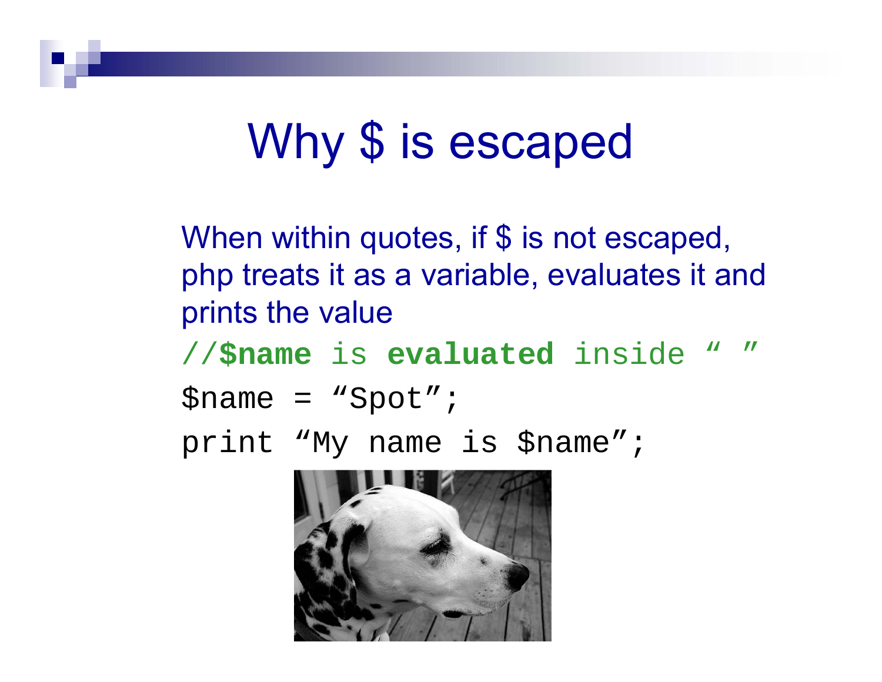# Why $ is escaped

When within quotes, if $ is not escaped, php treats it as a variable, evaluates it and prints the value

```
//$name is evaluated inside " "
$name = "Spot";
print "My name is $name";
```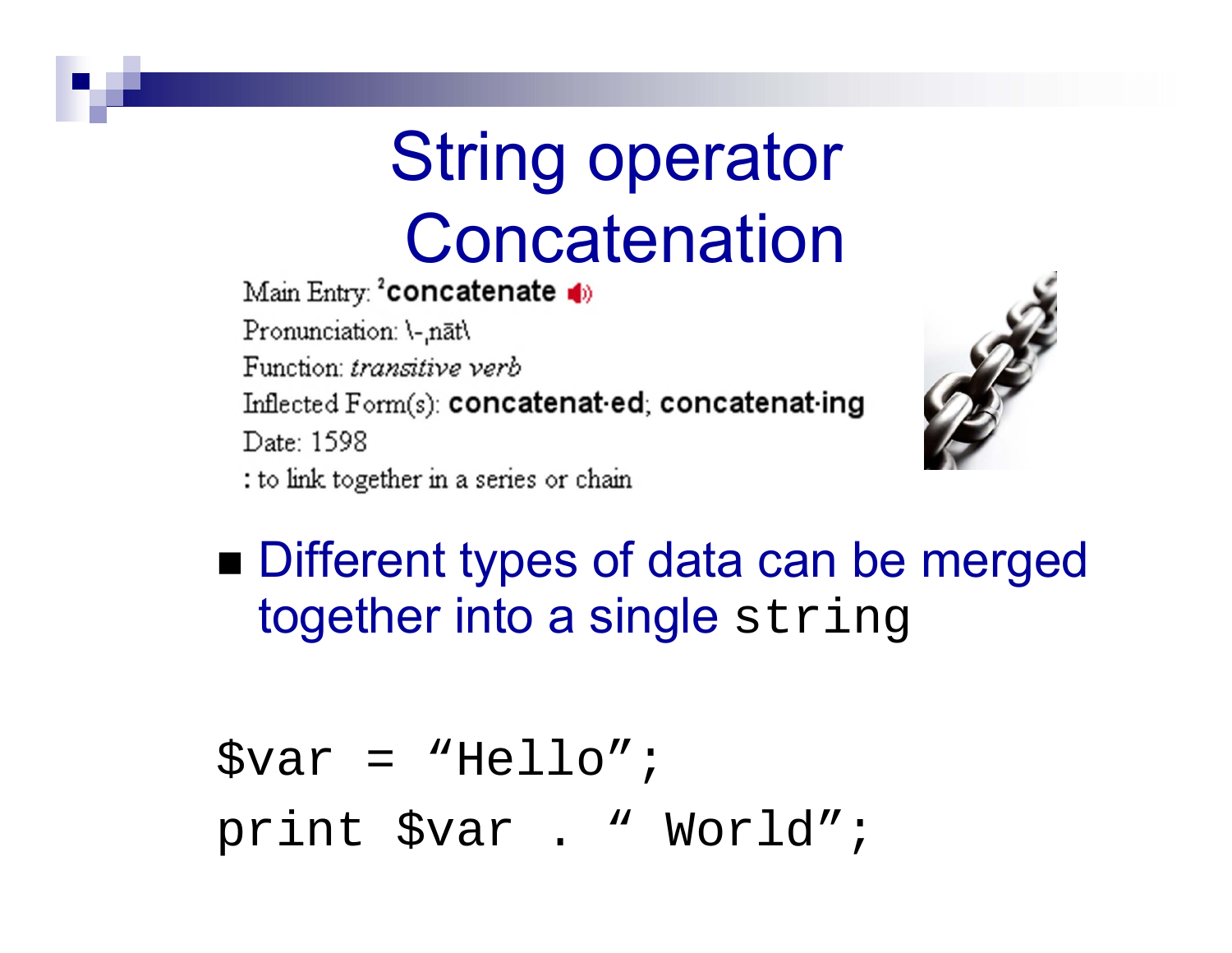# String operator Concatenation

Main Entry: [2]**concatenate**

Pronunciation: \-ˌnāt\

Function: *transitive verb*

Inflected Form(s): **concatenat·ed**; **concatenat·ing**

Date: 1598

: to link together in a series or chain

- Different types of data can be merged together into a single `string`

```
$var = "Hello";
print $var . " World";
```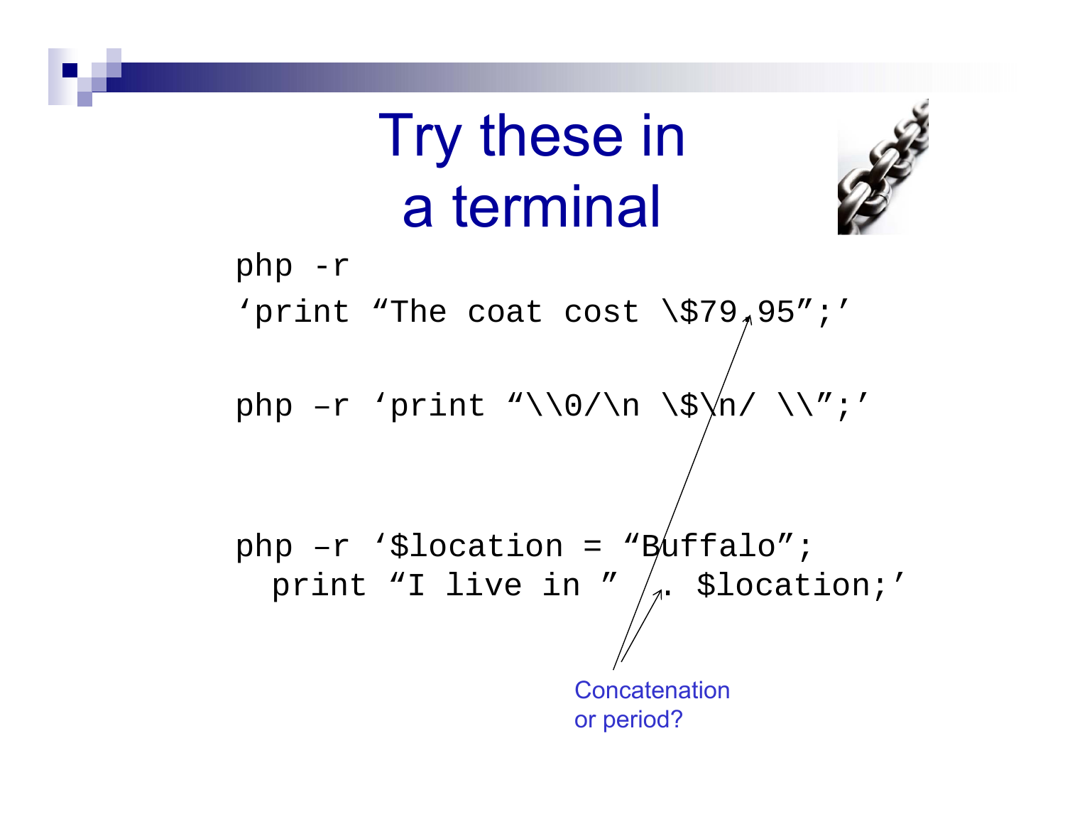# Try these in a terminal

```
php -r
'print “The coat cost \$79.95”;'

php –r 'print “\\0/\n \$\n/ \\”;'


php –r '$location = “Buffalo”;
  print “I live in ”  . $location;'
```

Concatenation or period?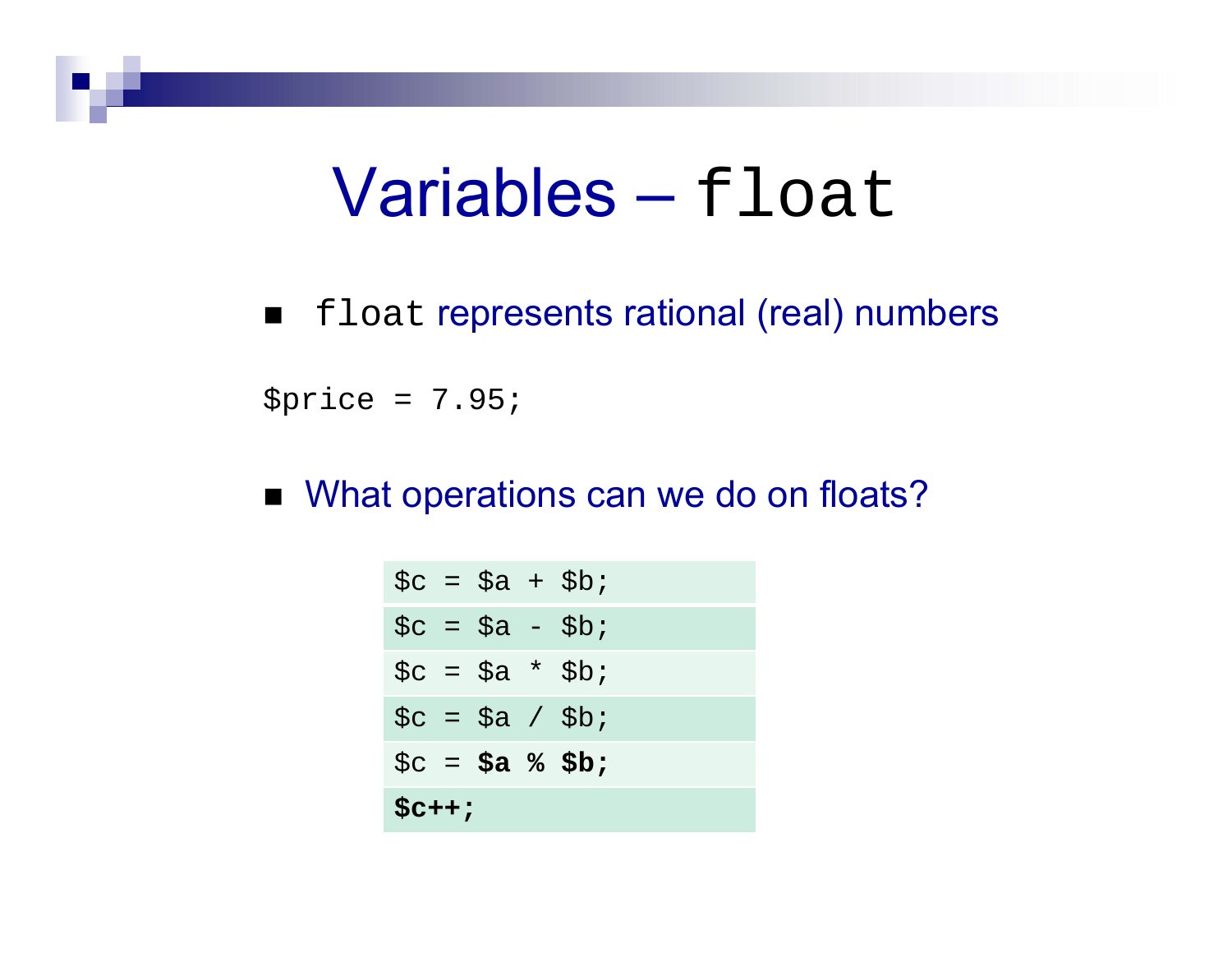# Variables – `float`

- `float` represents rational (real) numbers

```
$price = 7.95;
```

- What operations can we do on floats?

| |
|---|
| `$c = $a + $b;` |
| `$c = $a - $b;` |
| `$c = $a * $b;` |
| `$c = $a / $b;` |
| `$c = **$a % $b;**` |
| **`$c++;`** |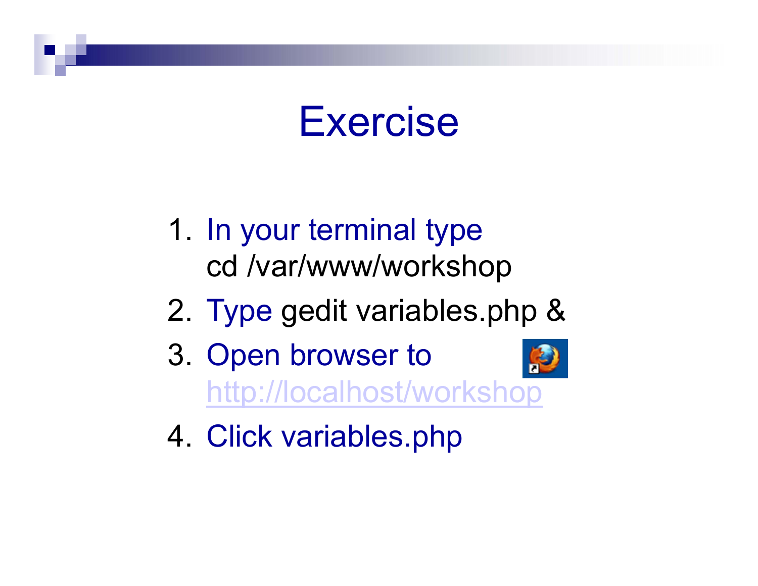# Exercise

1. In your terminal type
   cd /var/www/workshop
2. Type gedit variables.php &
3. Open browser to
   http://localhost/workshop
4. Click variables.php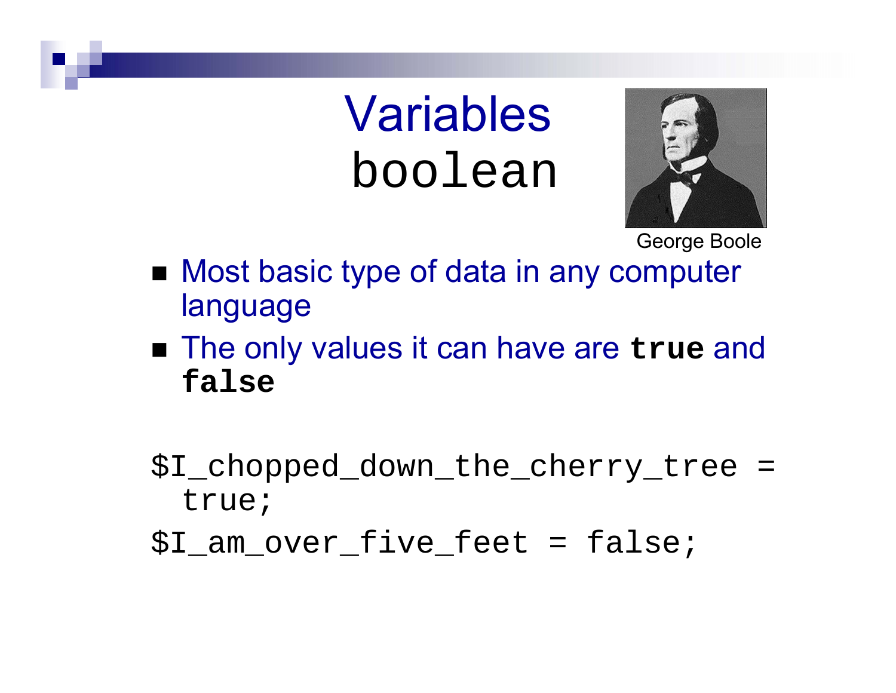# Variables

## boolean

George Boole

- Most basic type of data in any computer language
- The only values it can have are **`true`** and **`false`**

```
$I_chopped_down_the_cherry_tree =
  true;
$I_am_over_five_feet = false;
```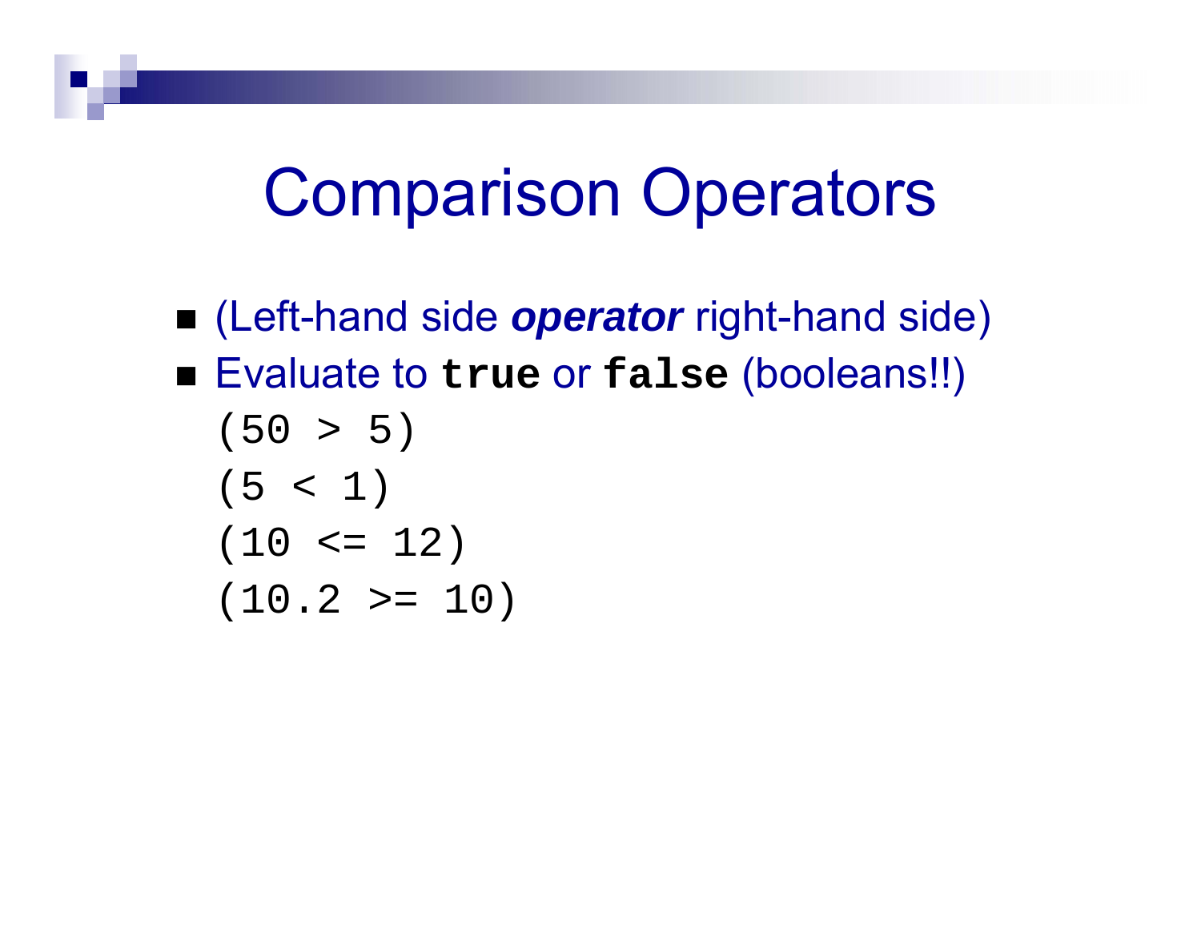# Comparison Operators

- (Left-hand side ***operator*** right-hand side)
- Evaluate to **`true`** or **`false`** (booleans!!)

```
(50 > 5)
(5 < 1)
(10 <= 12)
(10.2 >= 10)
```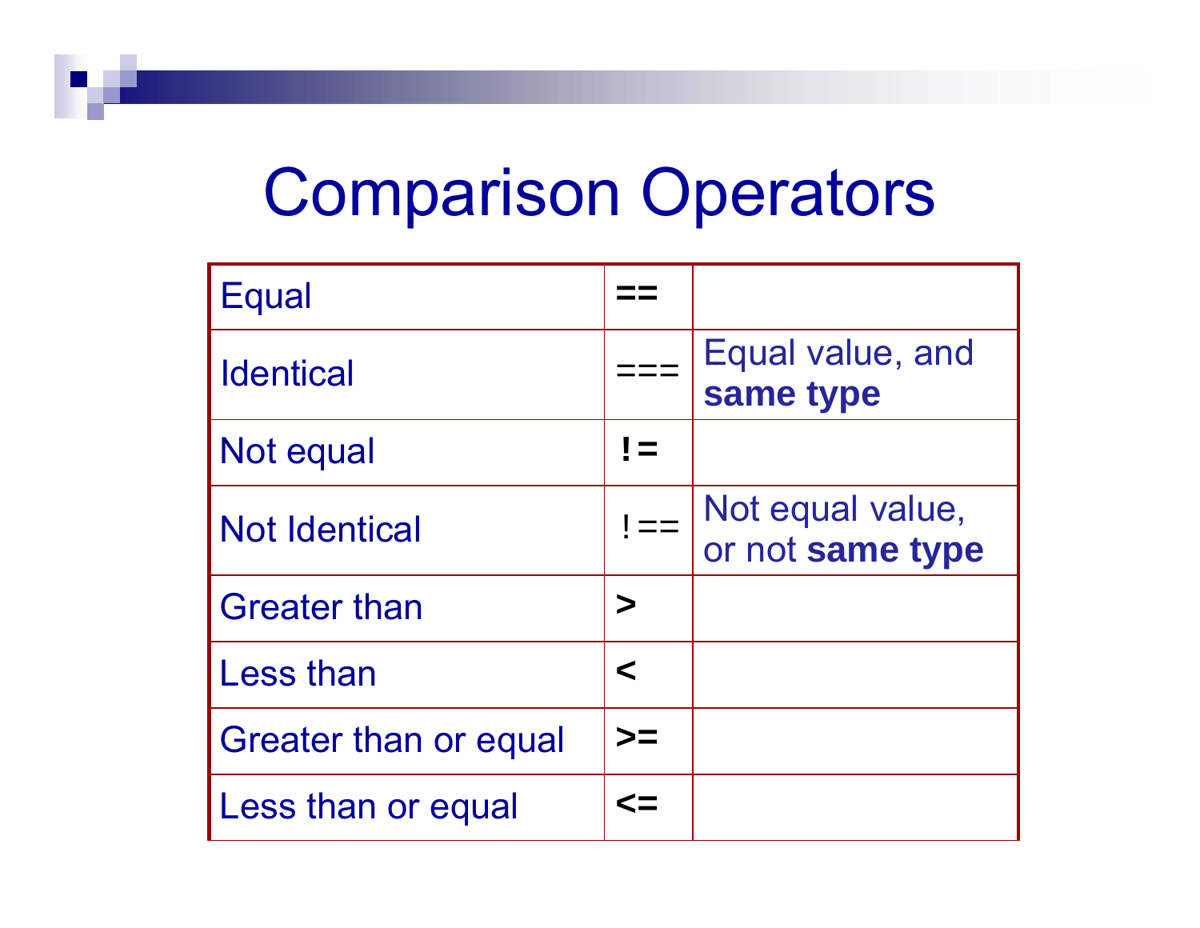# Comparison Operators

| Equal | **==** | |
|---|---|---|
| Identical | === | Equal value, and **same type** |
| Not equal | **!=** | |
| Not Identical | !== | Not equal value, or not **same type** |
| Greater than | **>** | |
| Less than | **<** | |
| Greater than or equal | **>=** | |
| Less than or equal | **<=** | |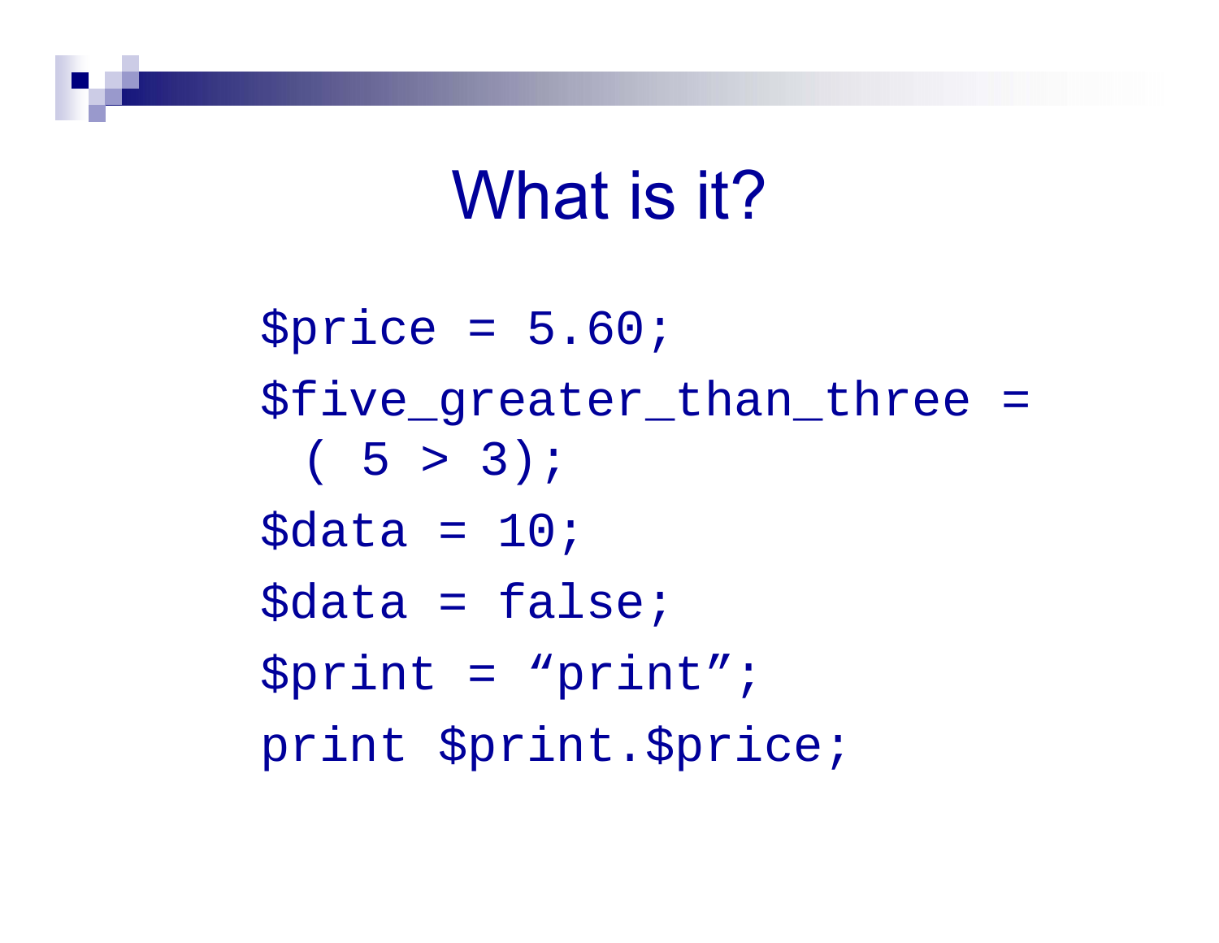# What is it?

```
$price = 5.60;
$five_greater_than_three =
  ( 5 > 3);
$data = 10;
$data = false;
$print = “print”;
print $print.$price;
```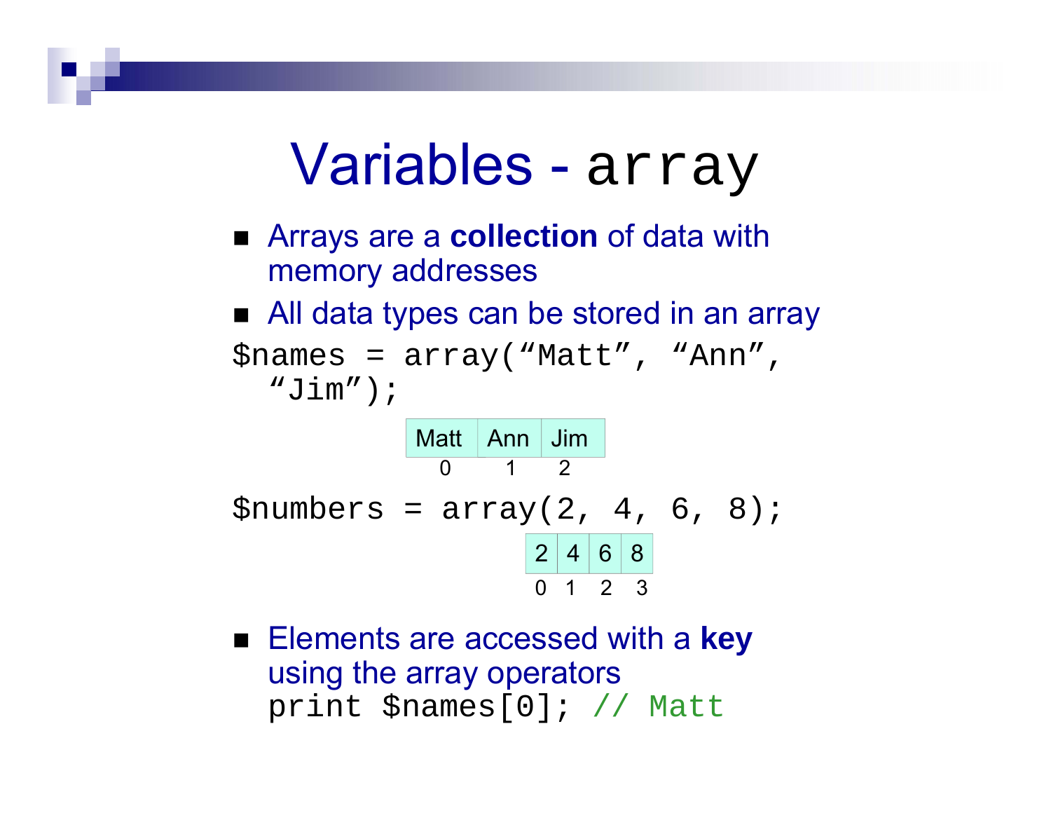# Variables - `array`

- Arrays are a **collection** of data with memory addresses
- All data types can be stored in an array

```
$names = array("Matt", "Ann",
  "Jim");
```

| Matt | Ann | Jim |
|---|---|---|
| 0 | 1 | 2 |

```
$numbers = array(2, 4, 6, 8);
```

| 2 | 4 | 6 | 8 |
|---|---|---|---|
| 0 | 1 | 2 | 3 |

- Elements are accessed with a **key** using the array operators

```
print $names[0]; // Matt
```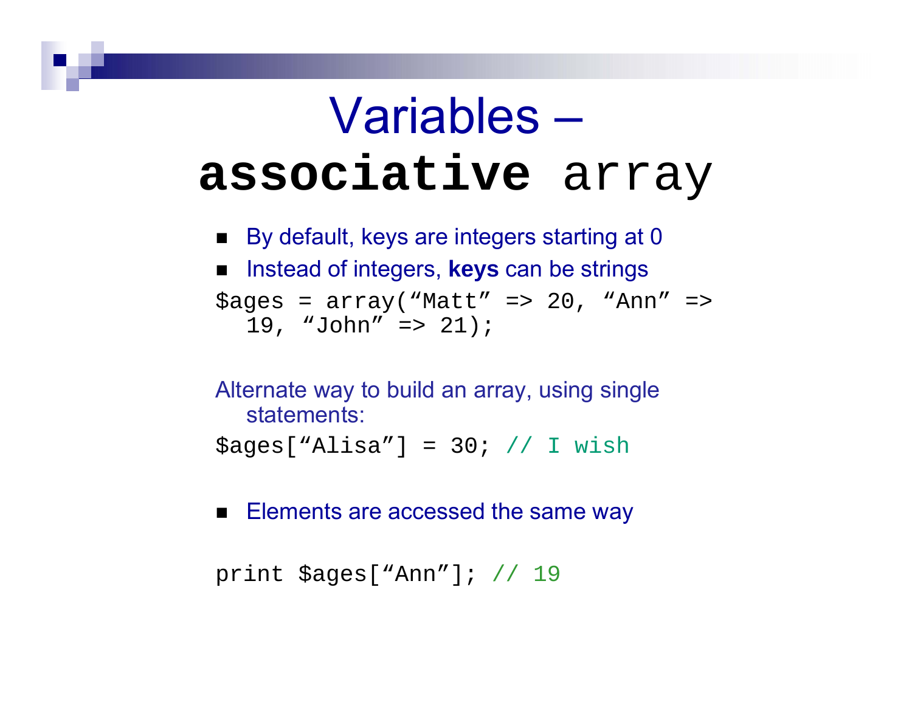# Variables – **associative** array

- By default, keys are integers starting at 0
- Instead of integers, **keys** can be strings

```
$ages = array(“Matt” => 20, “Ann” =>
  19, “John” => 21);
```

Alternate way to build an array, using single statements:

```
$ages[“Alisa”] = 30; // I wish
```

- Elements are accessed the same way

```
print $ages[“Ann”]; // 19
```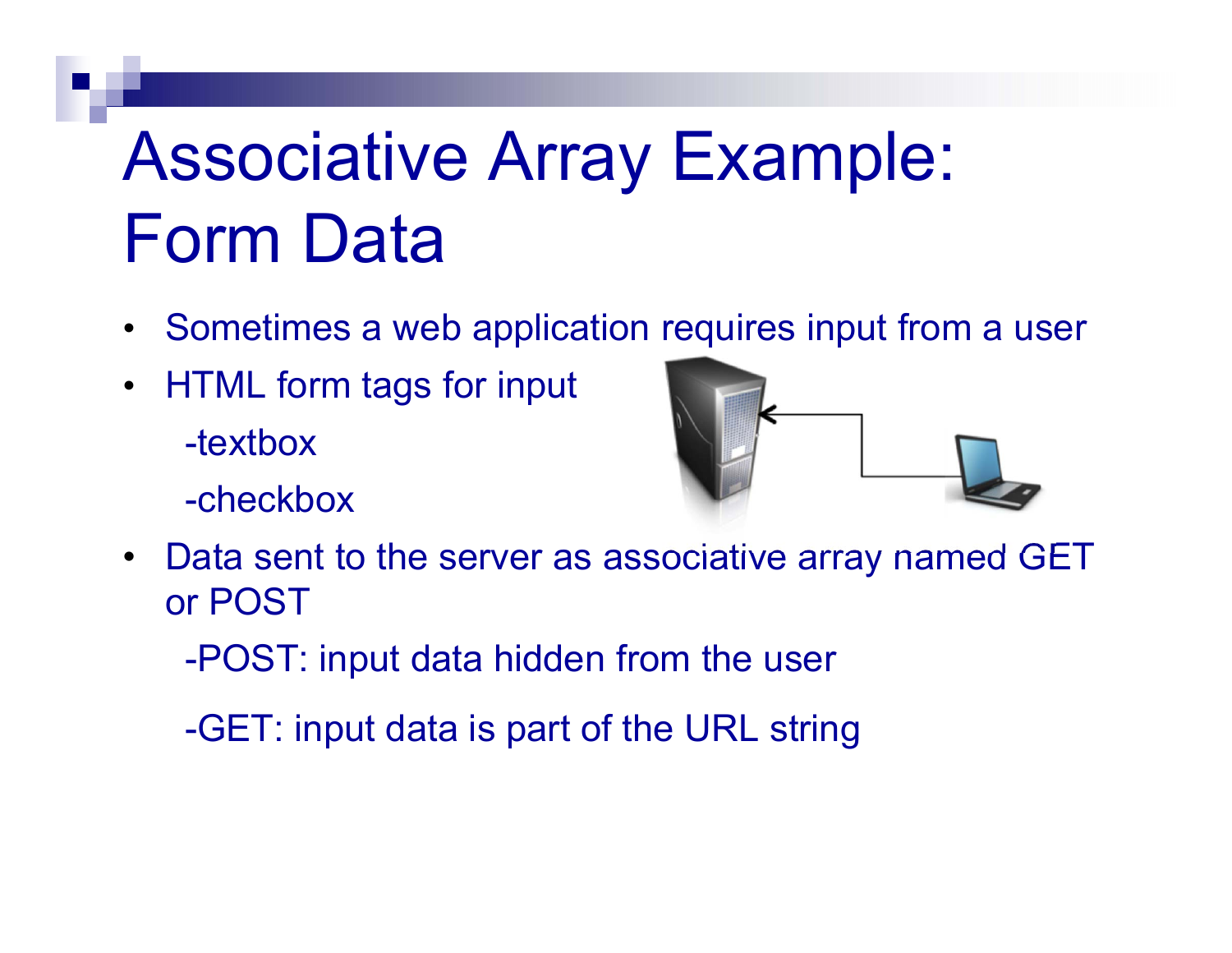# Associative Array Example: Form Data

- Sometimes a web application requires input from a user
- HTML form tags for input
  - -textbox
  - -checkbox
- Data sent to the server as associative array named GET or POST
  - -POST: input data hidden from the user
  - -GET: input data is part of the URL string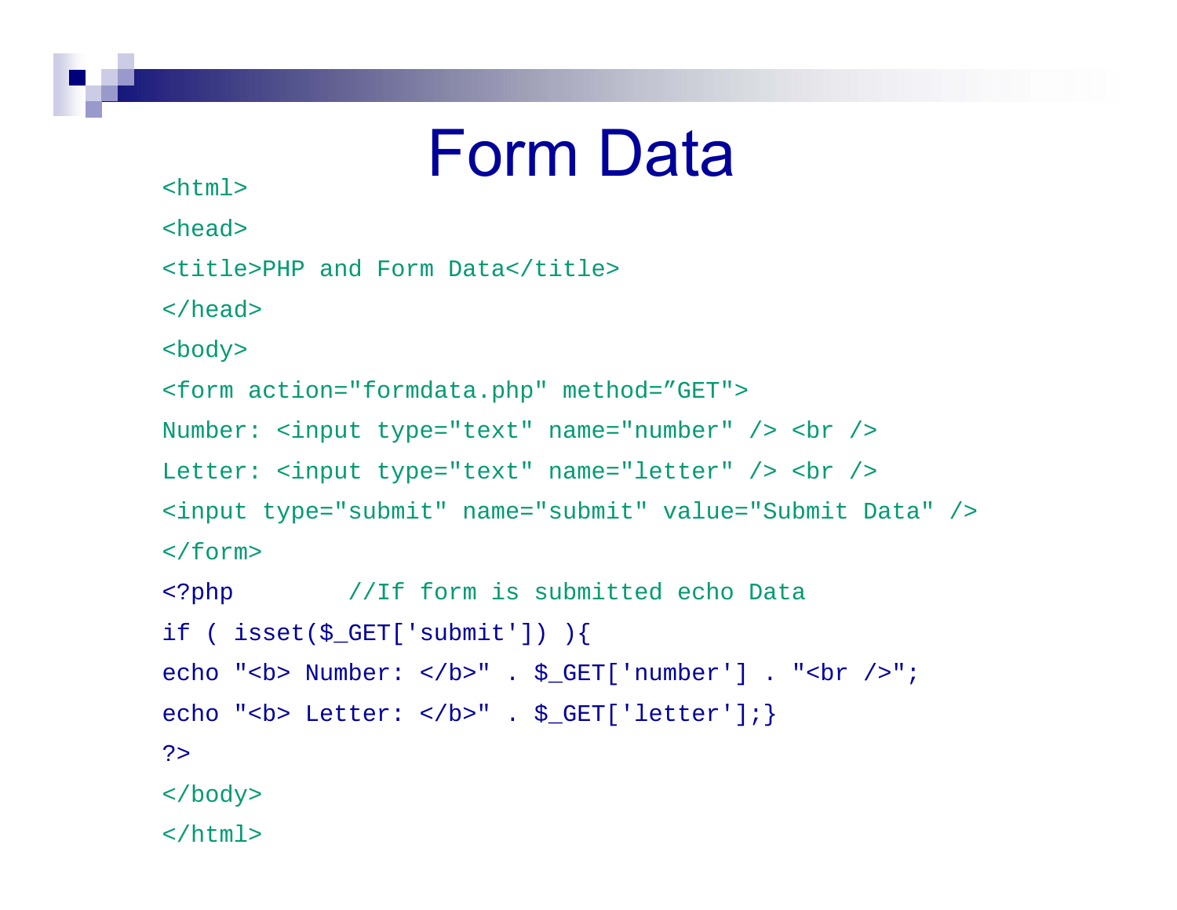# Form Data

```
<html>
<head>
<title>PHP and Form Data</title>
</head>
<body>
<form action="formdata.php" method=”GET">
Number: <input type="text" name="number" /> <br />
Letter: <input type="text" name="letter" /> <br />
<input type="submit" name="submit" value="Submit Data" />
</form>
<?php        //If form is submitted echo Data
if ( isset($_GET['submit']) ){
echo "<b> Number: </b>" . $_GET['number'] . "<br />";
echo "<b> Letter: </b>" . $_GET['letter'];}
?>
</body>
</html>
```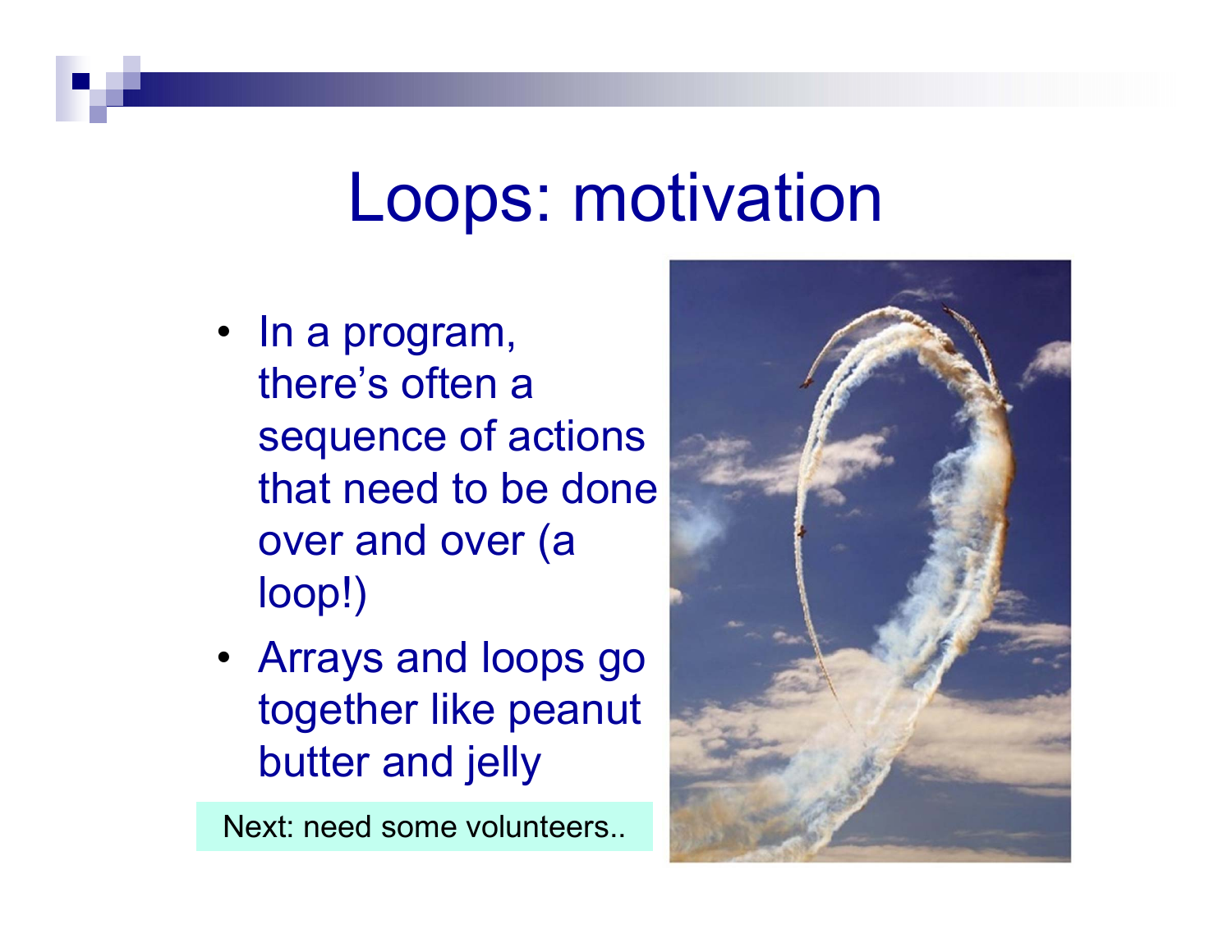# Loops: motivation

- In a program, there's often a sequence of actions that need to be done over and over (a loop!)
- Arrays and loops go together like peanut butter and jelly

Next: need some volunteers..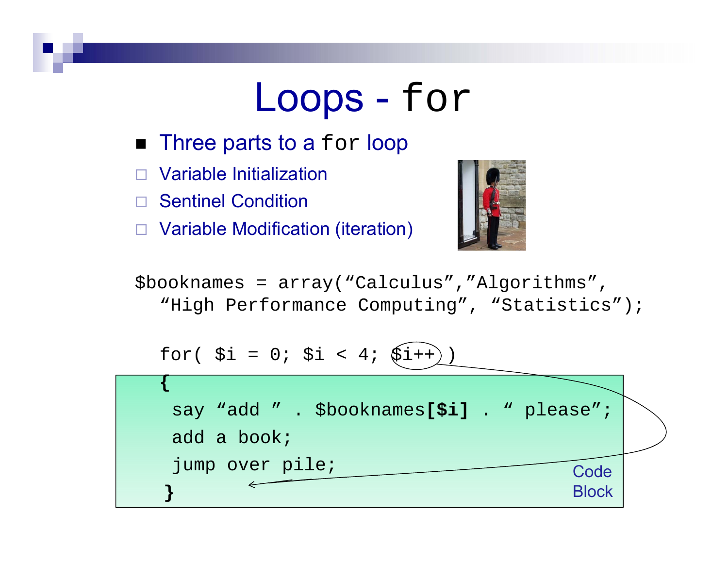# Loops - `for`

- Three parts to a `for` loop
  - Variable Initialization
  - Sentinel Condition
  - Variable Modification (iteration)

```
$booknames = array(“Calculus”,”Algorithms”,
  “High Performance Computing”, “Statistics”);

  for( $i = 0; $i < 4; $i++ )
  {
    say “add ” . $booknames[$i] . “ please”;
    add a book;
    jump over pile;
  }
```

Code Block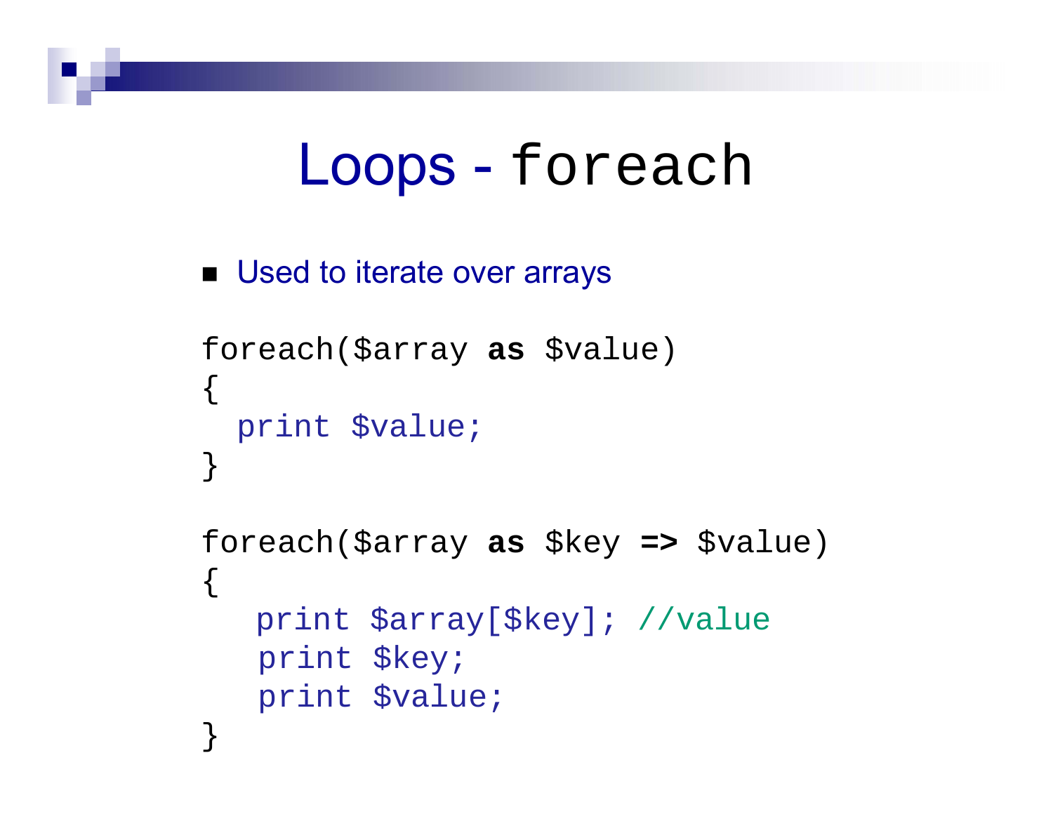# Loops - `foreach`

- Used to iterate over arrays

```
foreach($array as $value)
{
  print $value;
}

foreach($array as $key => $value)
{
   print $array[$key]; //value
   print $key;
   print $value;
}
```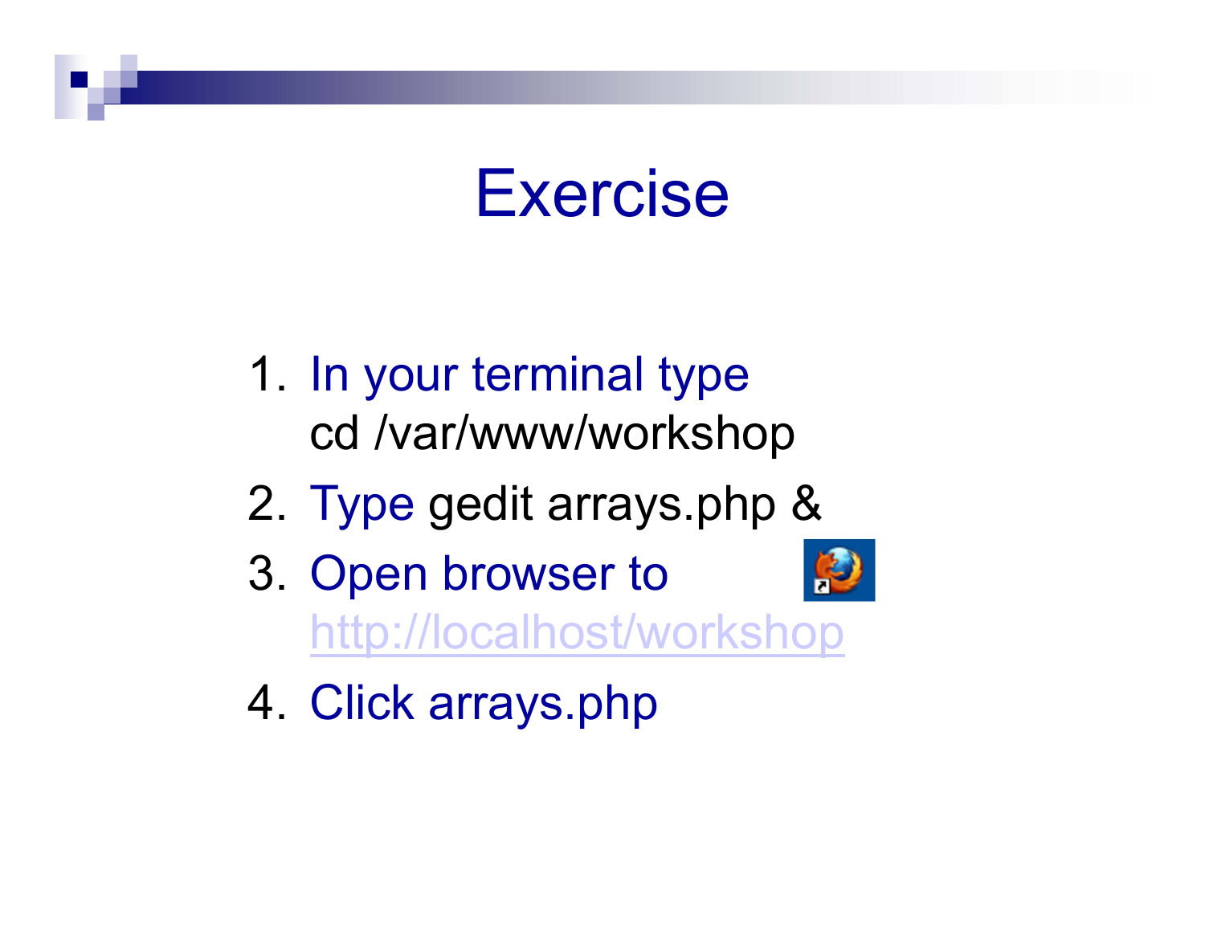# Exercise

1. In your terminal type
   cd /var/www/workshop
2. Type gedit arrays.php &
3. Open browser to
   http://localhost/workshop
4. Click arrays.php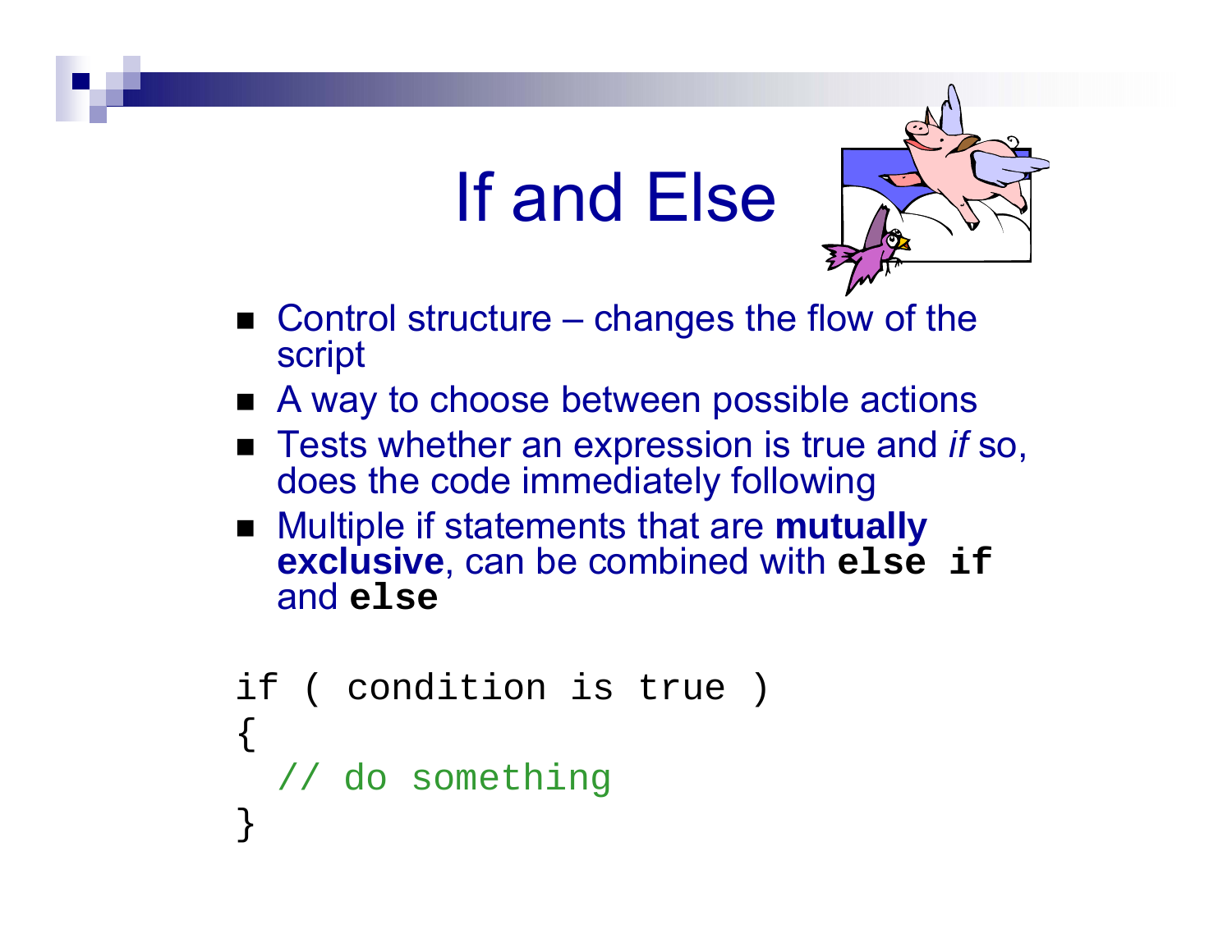# If and Else

- Control structure – changes the flow of the script
- A way to choose between possible actions
- Tests whether an expression is true and *if* so, does the code immediately following
- Multiple if statements that are **mutually exclusive**, can be combined with **`else if`** and **`else`**

```
if ( condition is true )
{
  // do something
}
```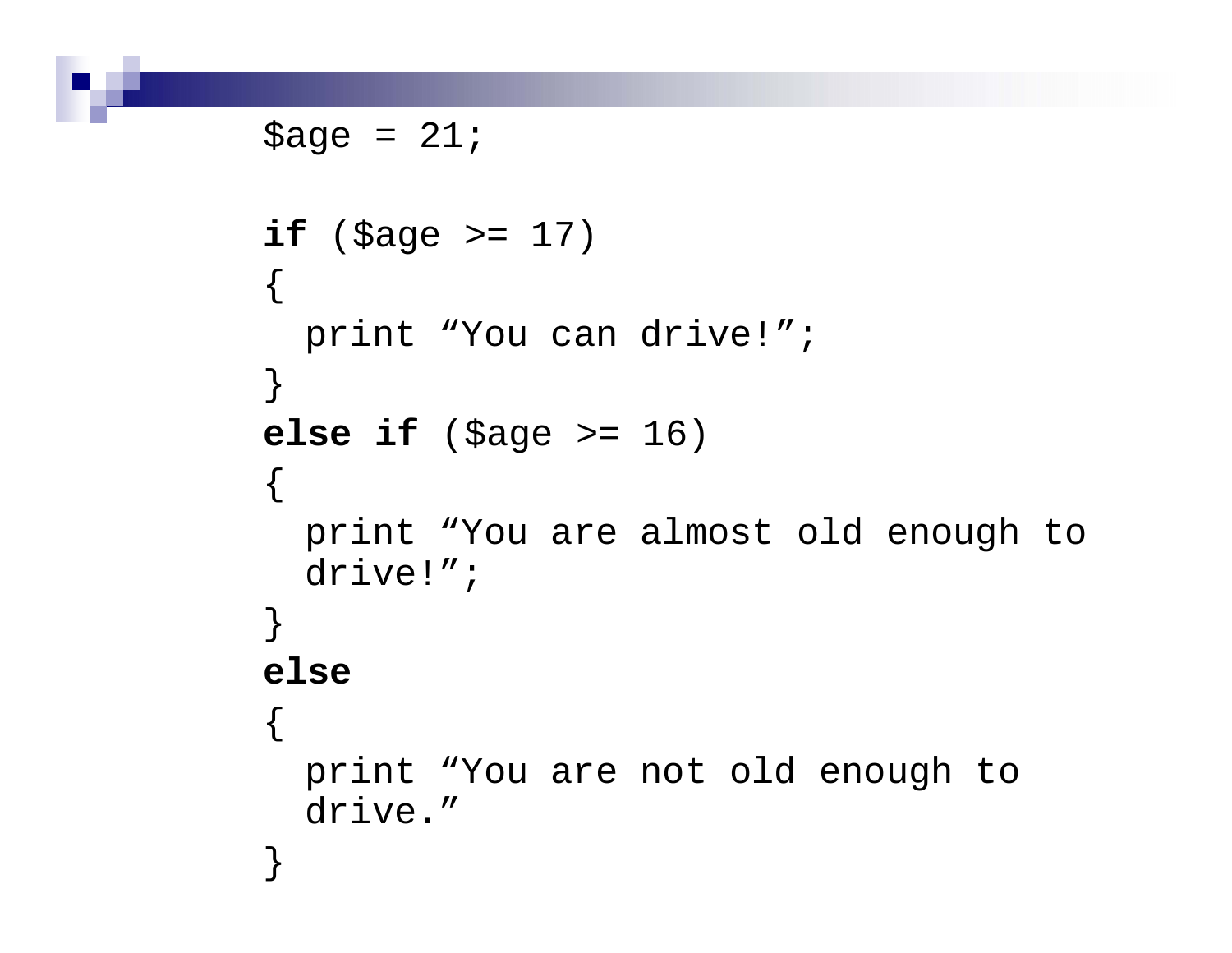```
$age = 21;

if ($age >= 17)
{
  print “You can drive!”;
}
else if ($age >= 16)
{
  print “You are almost old enough to
  drive!”;
}
else
{
  print “You are not old enough to
  drive.”
}
```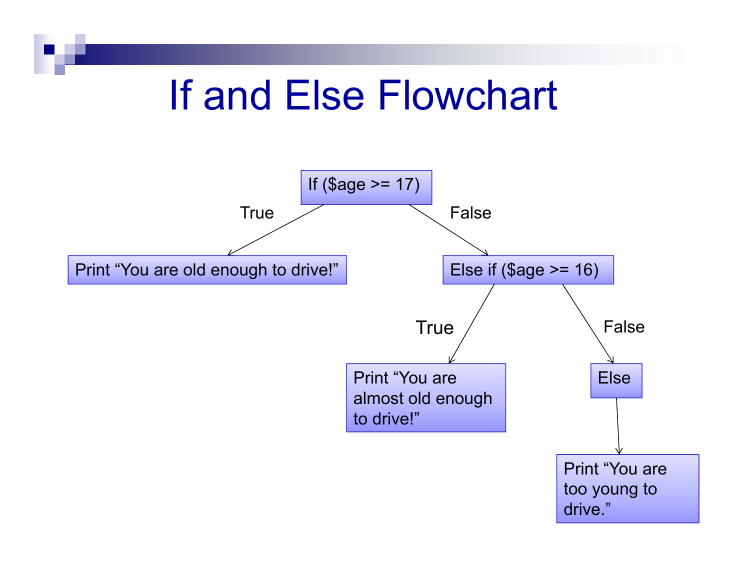# If and Else Flowchart

If ($age >= 17)

True → Print "You are old enough to drive!"

False → Else if ($age >= 16)

- True → Print "You are almost old enough to drive!"
- False → Else → Print "You are too young to drive."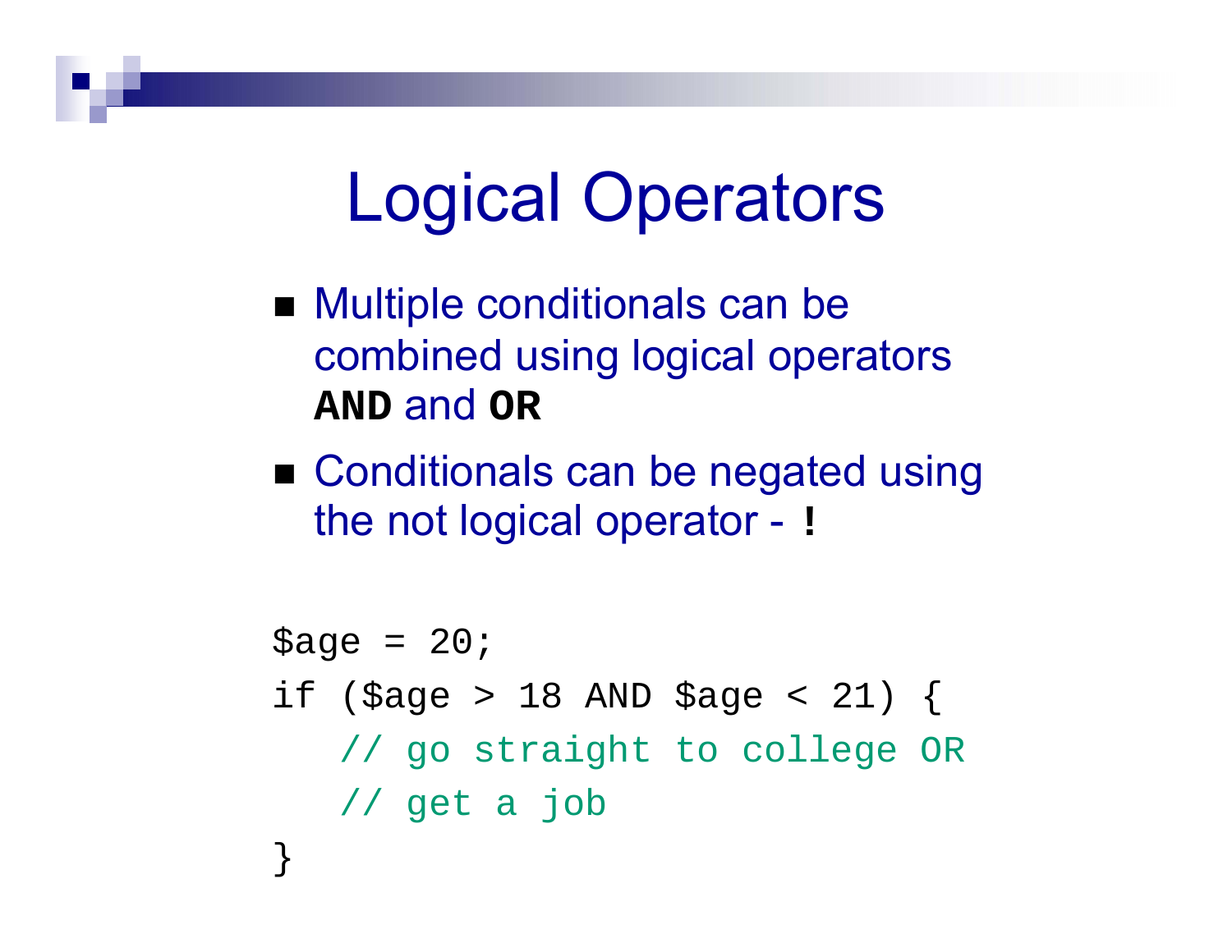# Logical Operators

- Multiple conditionals can be combined using logical operators **AND** and **OR**
- Conditionals can be negated using the not logical operator - **!**

```
$age = 20;
if ($age > 18 AND $age < 21) {
   // go straight to college OR
   // get a job
}
```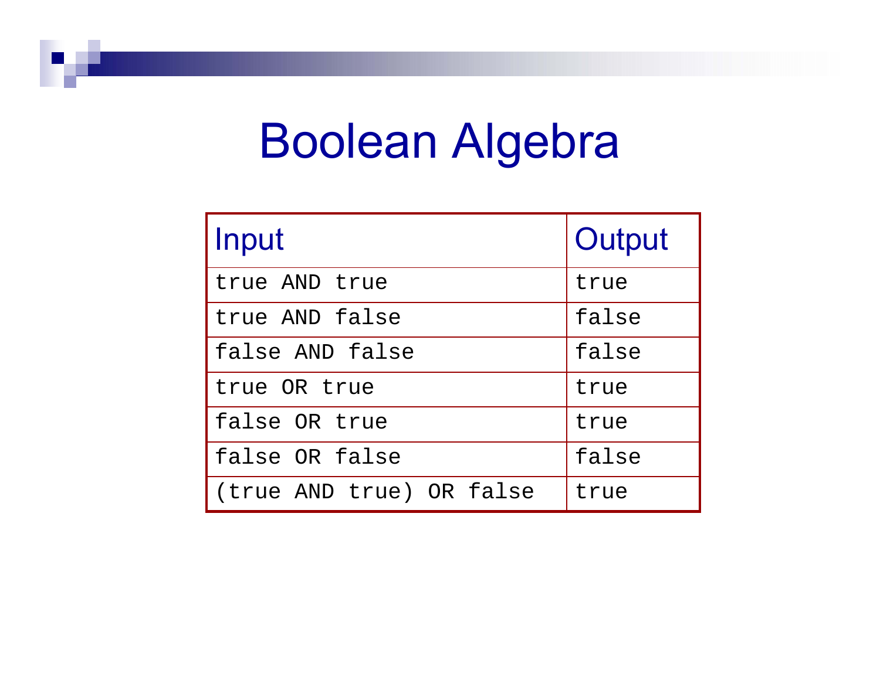# Boolean Algebra

| Input | Output |
|---|---|
| `true AND true` | `true` |
| `true AND false` | `false` |
| `false AND false` | `false` |
| `true OR true` | `true` |
| `false OR true` | `true` |
| `false OR false` | `false` |
| `(true AND true) OR false` | `true` |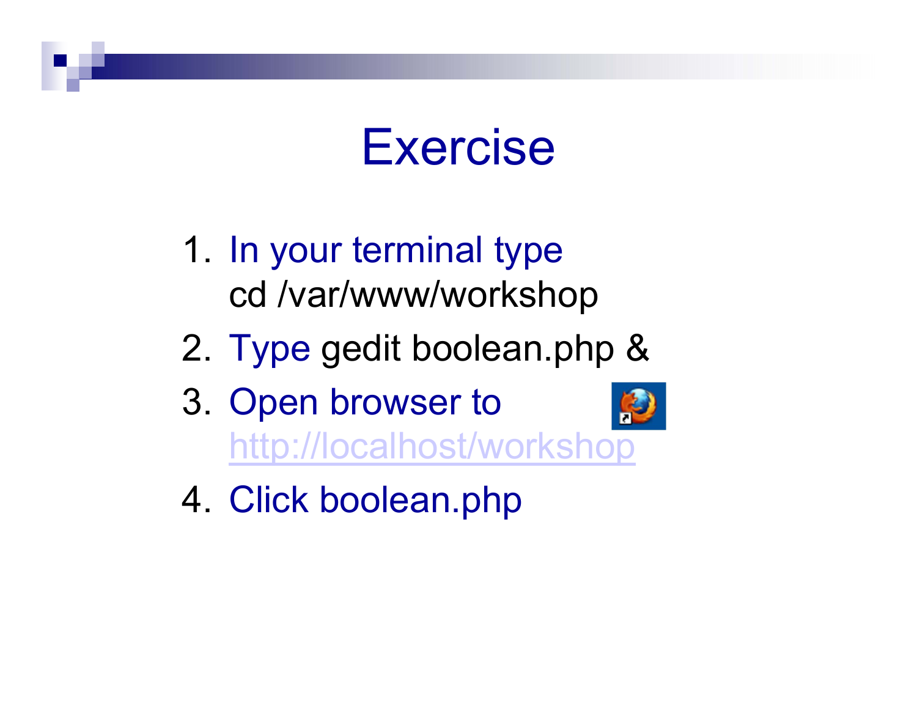# Exercise

1. In your terminal type
   cd /var/www/workshop
2. Type gedit boolean.php &
3. Open browser to
   http://localhost/workshop
4. Click boolean.php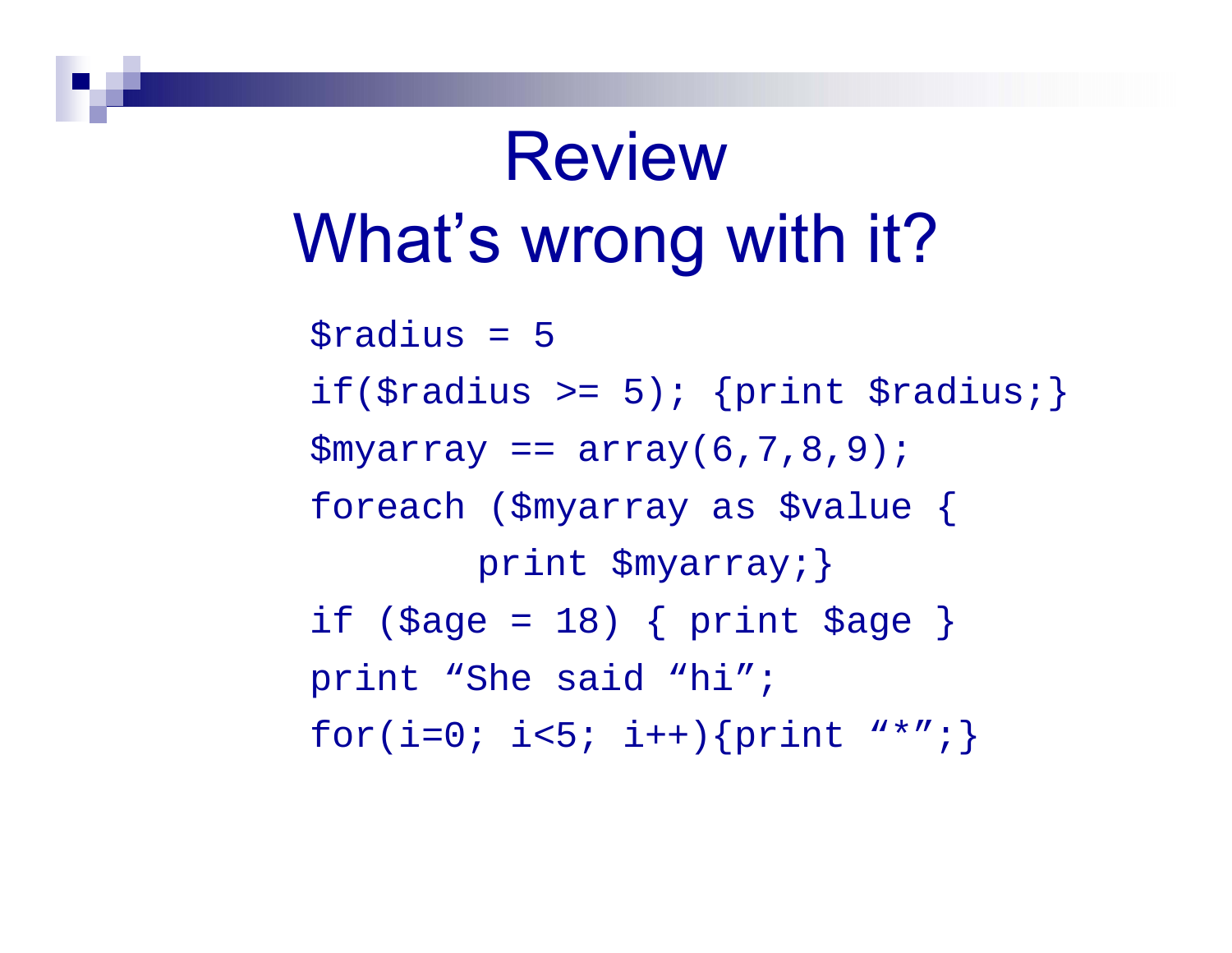# Review
# What's wrong with it?

```
$radius = 5
if($radius >= 5); {print $radius;}
$myarray == array(6,7,8,9);
foreach ($myarray as $value {
       print $myarray;}
if ($age = 18) { print $age }
print “She said “hi”;
for(i=0; i<5; i++){print “*”;}
```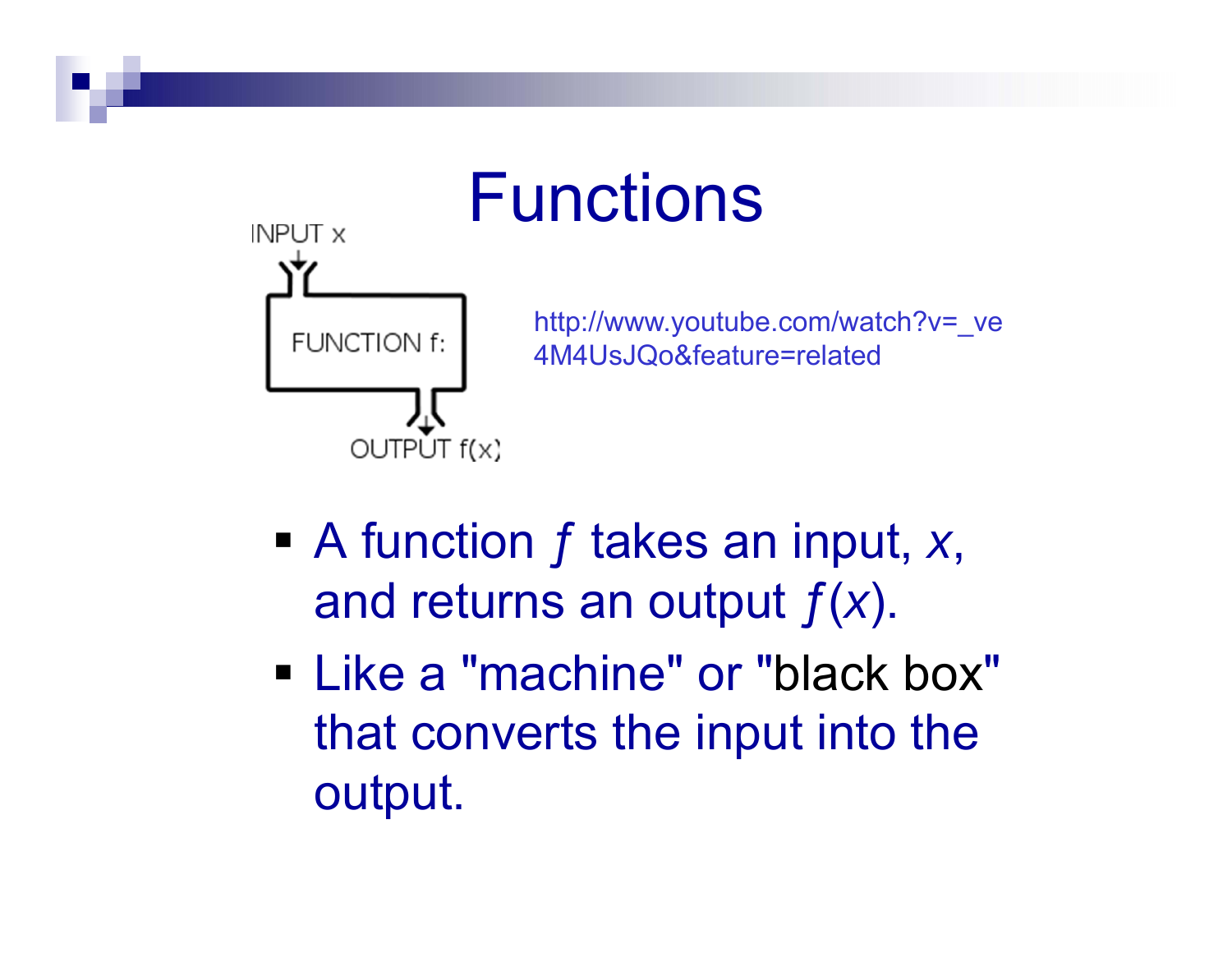# Functions

INPUT x

FUNCTION f:

OUTPUT f(x)

http://www.youtube.com/watch?v=_ve4M4UsJQo&feature=related

- A function $f$ takes an input, $x$, and returns an output $f(x)$.
- Like a "machine" or "black box" that converts the input into the output.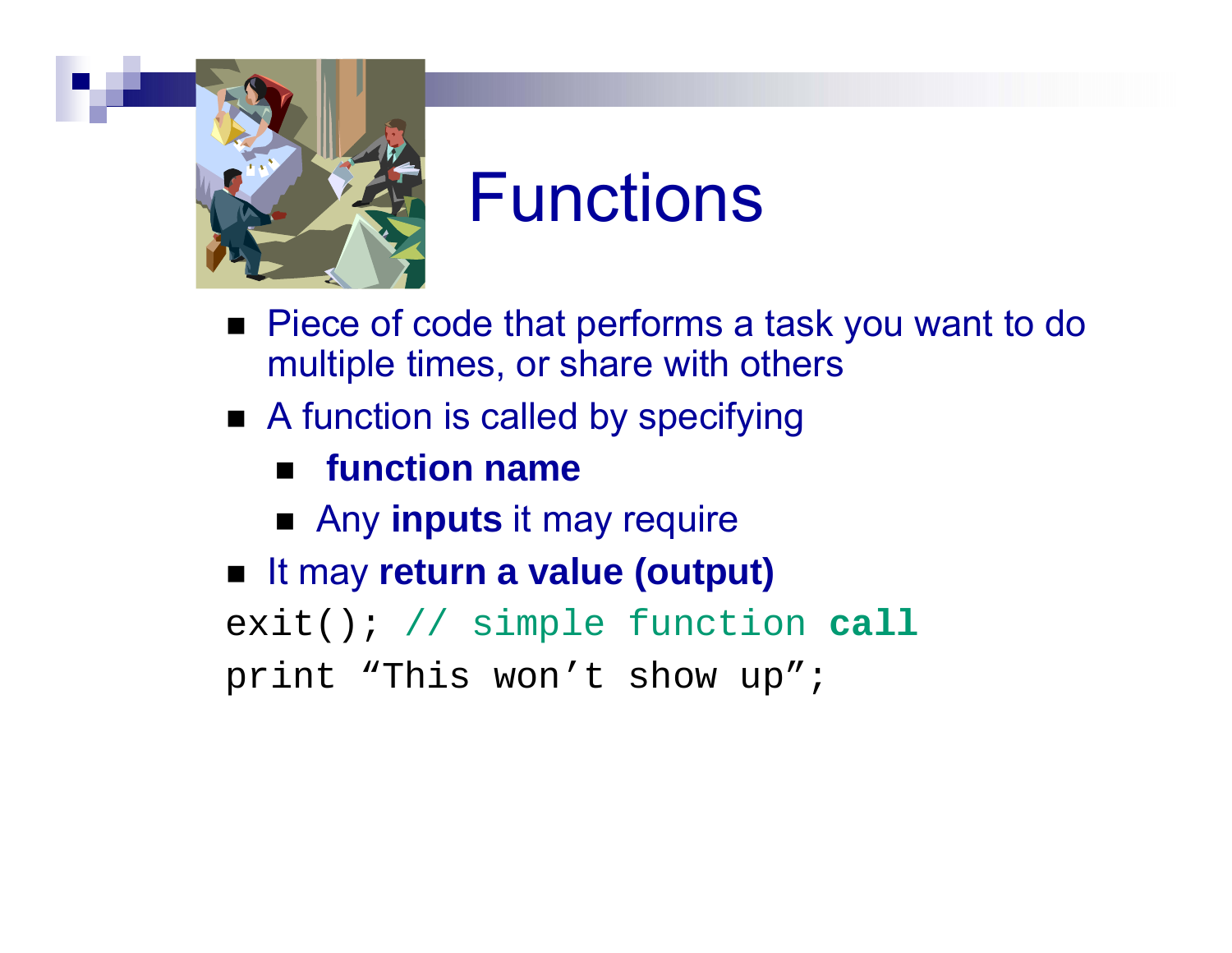# Functions

- Piece of code that performs a task you want to do multiple times, or share with others
- A function is called by specifying
  - **function name**
  - Any **inputs** it may require
- It may **return a value (output)**

```
exit(); // simple function call
print “This won’t show up”;
```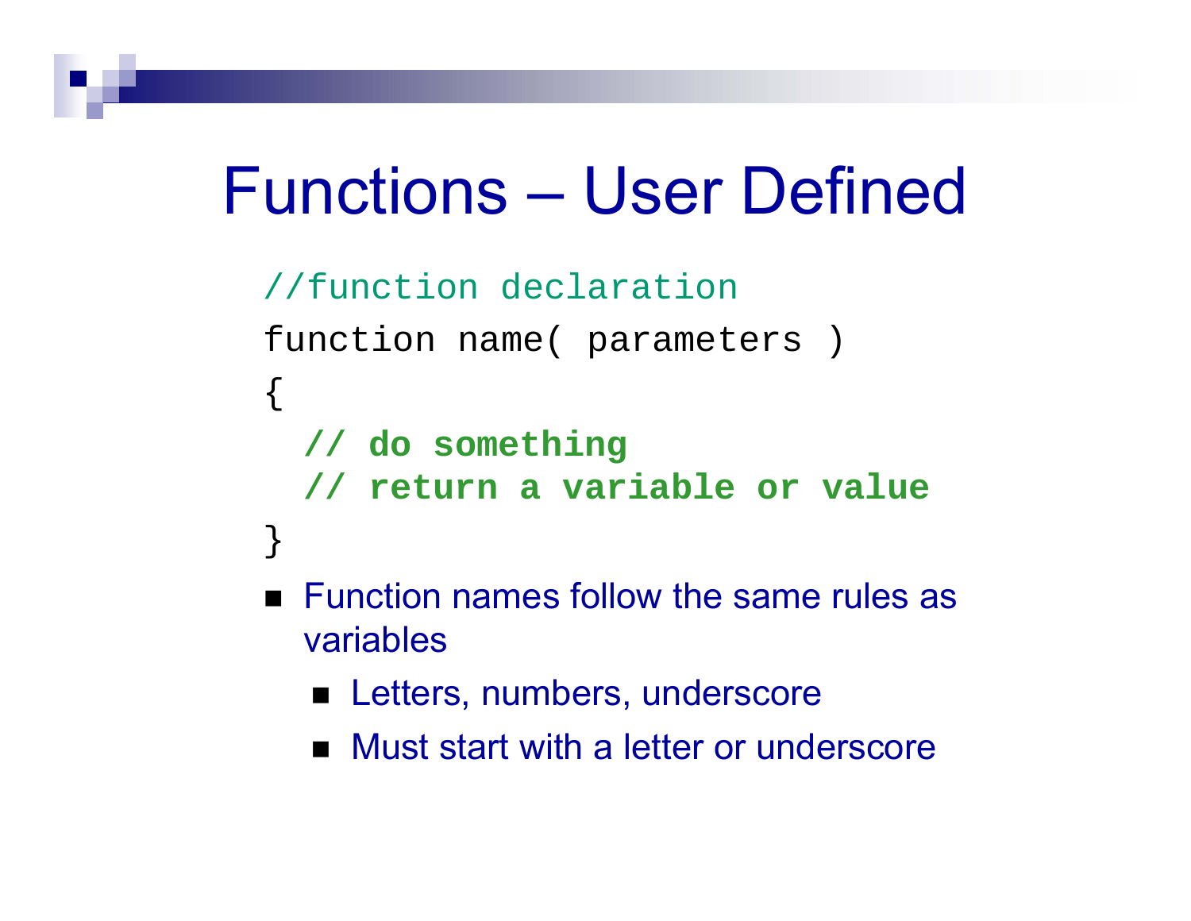# Functions – User Defined

```
//function declaration
function name( parameters )
{
  // do something
  // return a variable or value
}
```

- Function names follow the same rules as variables
  - Letters, numbers, underscore
  - Must start with a letter or underscore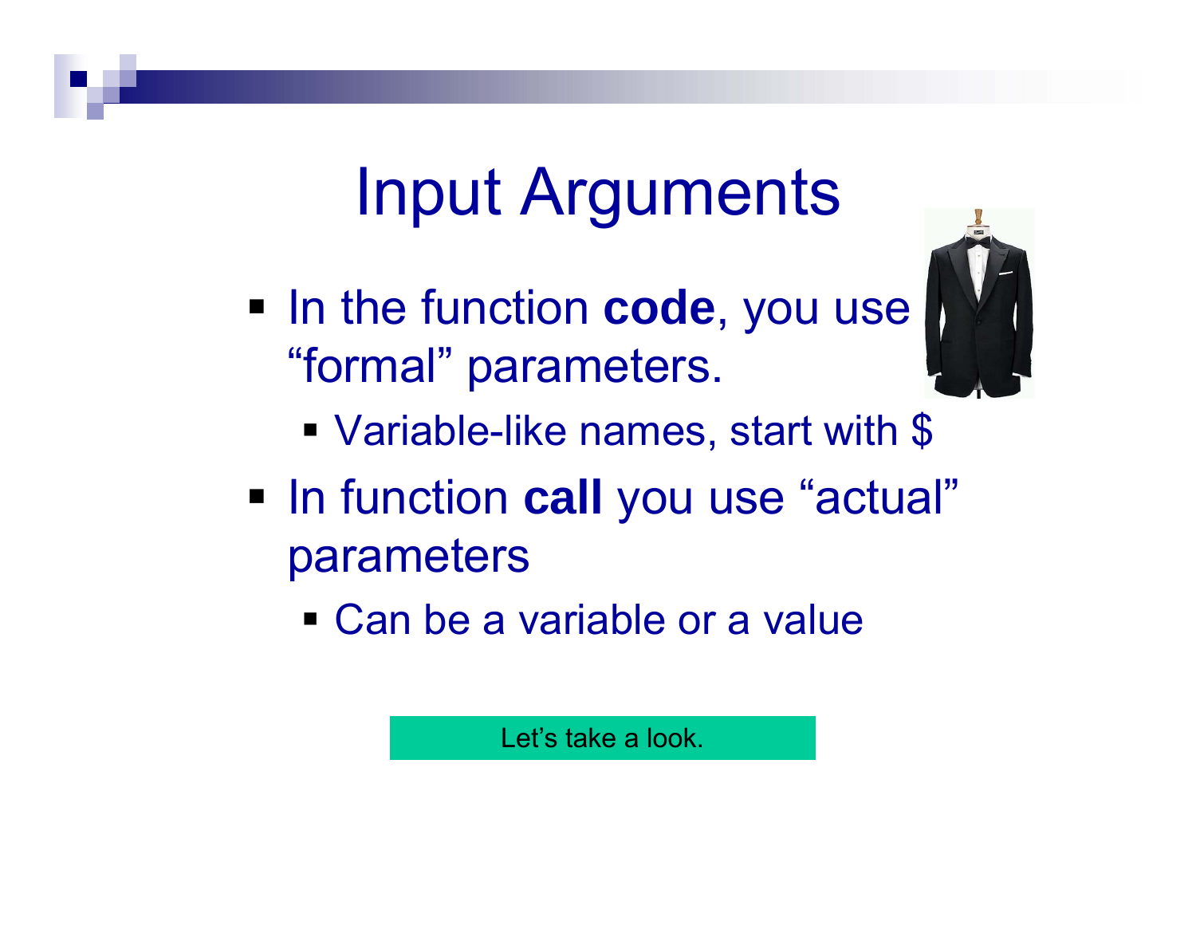# Input Arguments

- In the function **code**, you use "formal" parameters.
  - Variable-like names, start with $
- In function **call** you use "actual" parameters
  - Can be a variable or a value

Let's take a look.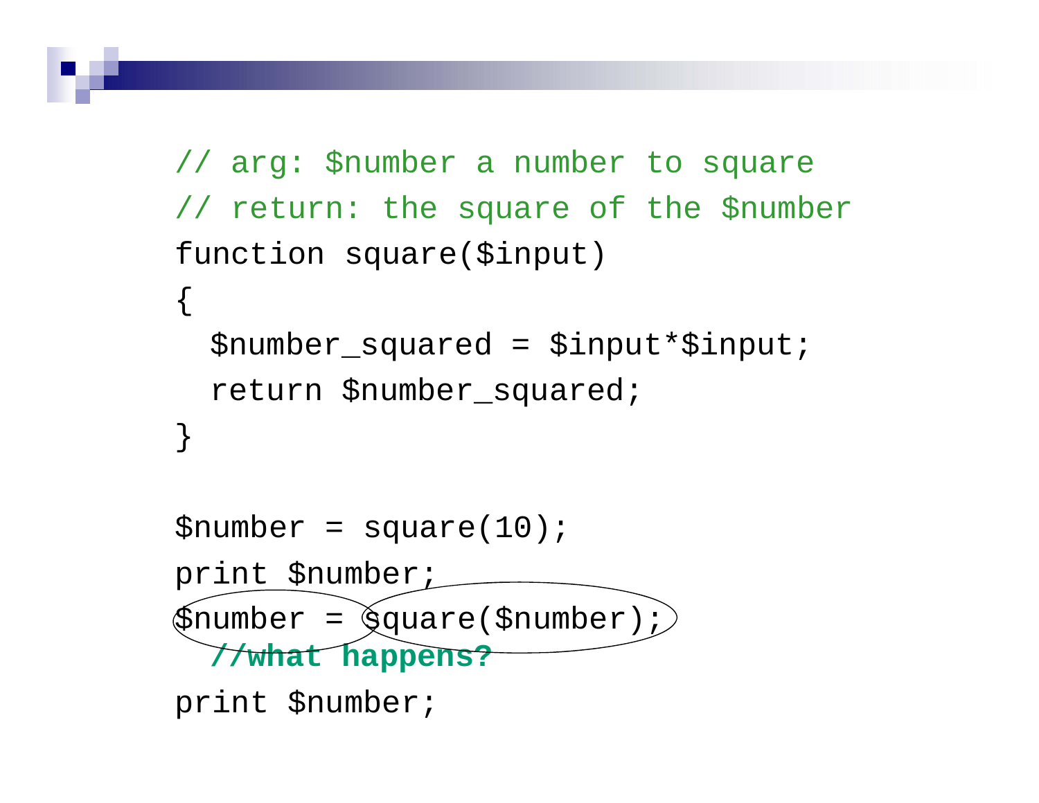```php
// arg: $number a number to square
// return: the square of the $number
function square($input)
{
  $number_squared = $input*$input;
  return $number_squared;
}

$number = square(10);
print $number;
$number = square($number);
  //what happens?
print $number;
```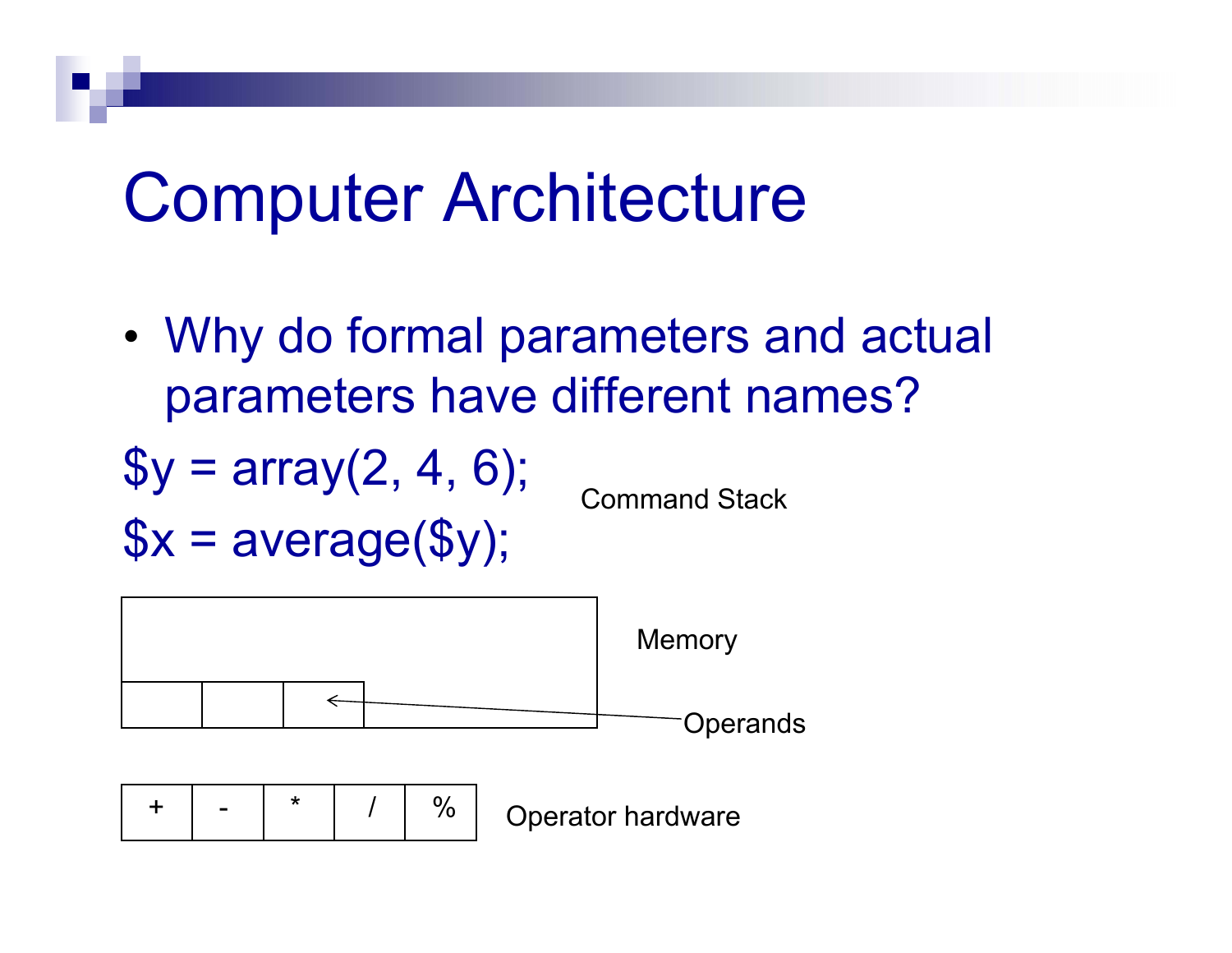# Computer Architecture

- Why do formal parameters and actual parameters have different names?

```
$y = array(2, 4, 6);
$x = average($y);
```

Command Stack

Memory

Operands

| + | - | * | / | % |
|---|---|---|---|---|

Operator hardware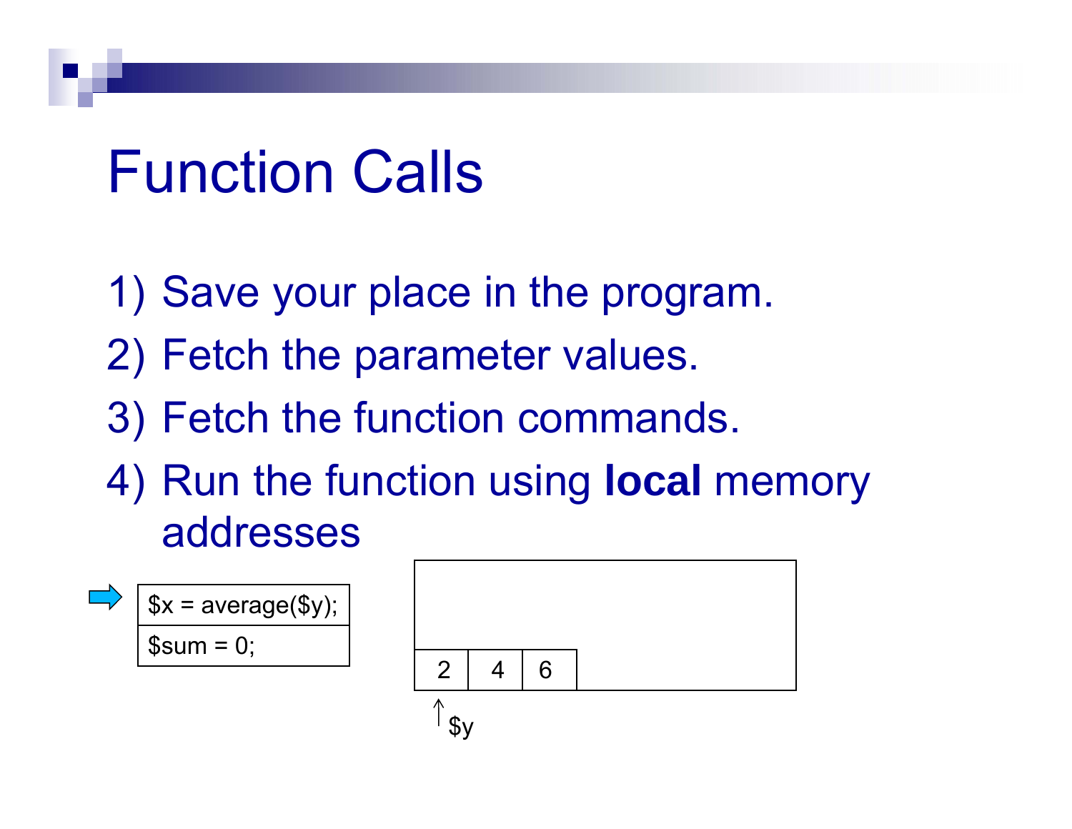# Function Calls

1) Save your place in the program.
2) Fetch the parameter values.
3) Fetch the function commands.
4) Run the function using **local** memory addresses

```
$x = average($y);
$sum = 0;
```

| 2 | 4 | 6 |
|---|---|---|

↑ $y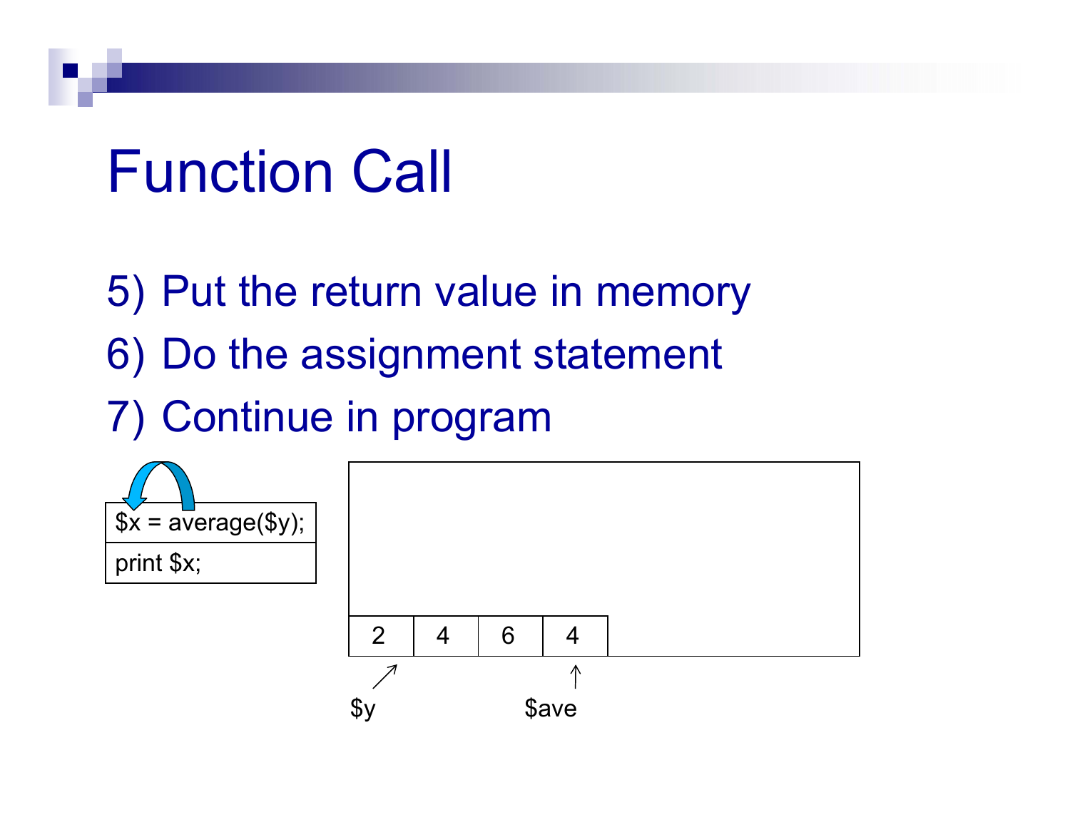# Function Call

5) Put the return value in memory
6) Do the assignment statement
7) Continue in program

```
$x = average($y);
print $x;
```

| 2 | 4 | 6 | 4 |
|---|---|---|---|

$y (points to 2)    $ave (points to 4)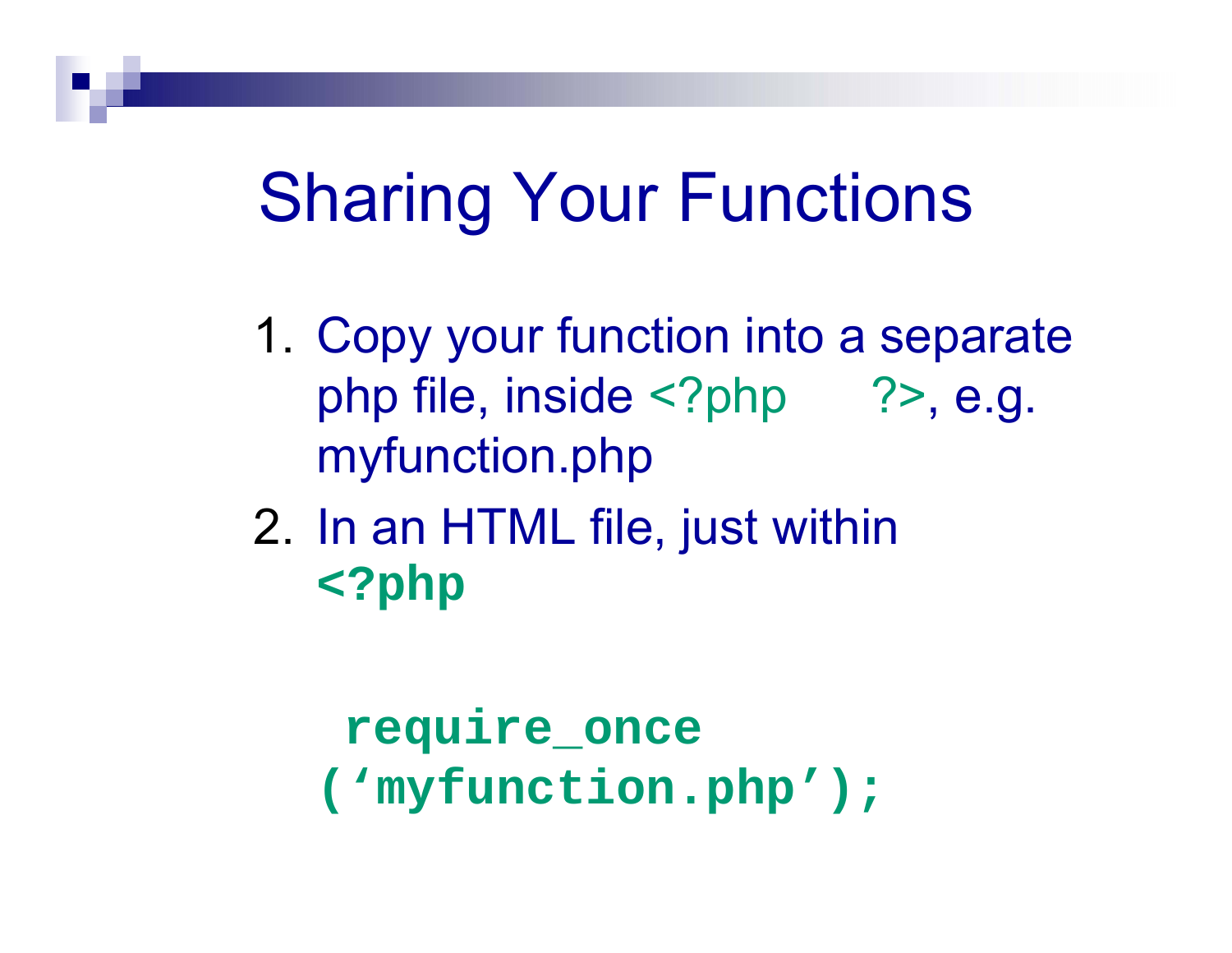# Sharing Your Functions

1. Copy your function into a separate php file, inside `<?php      ?>`, e.g. myfunction.php
2. In an HTML file, just within

```
<?php

 require_once
('myfunction.php');
```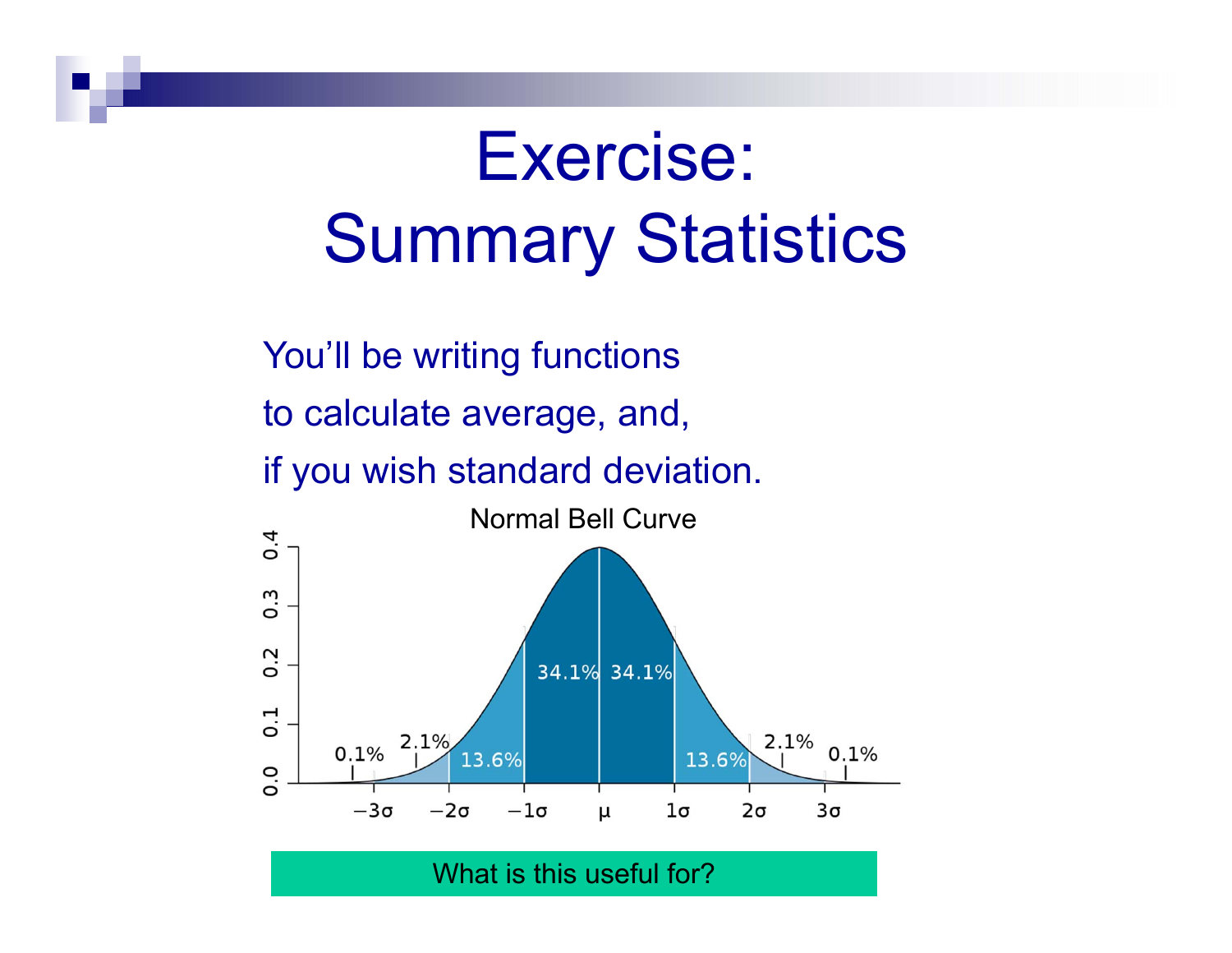# Exercise: Summary Statistics

You'll be writing functions

to calculate average, and,

if you wish standard deviation.

Normal Bell Curve

What is this useful for?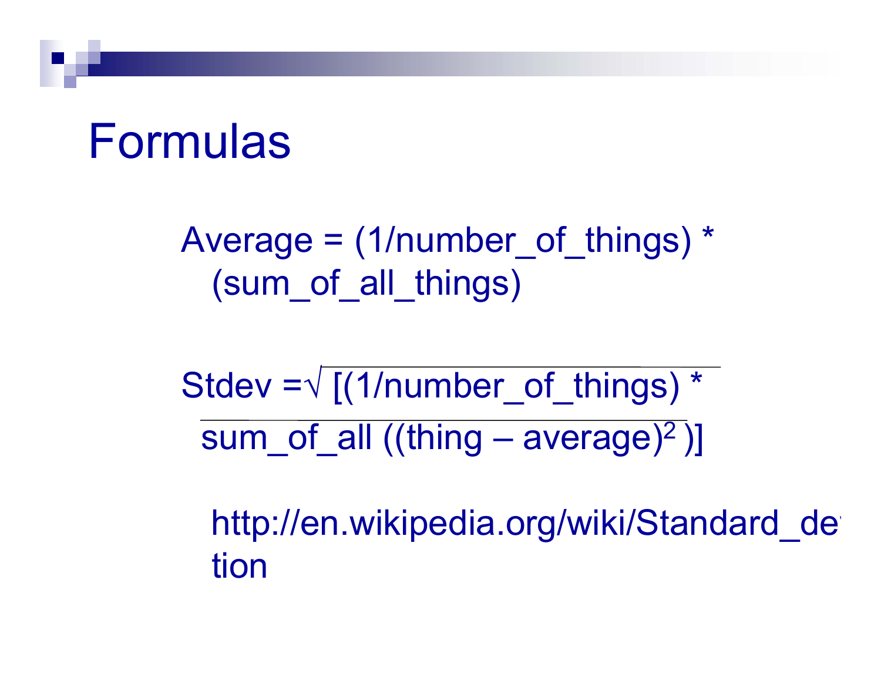# Formulas

Average = (1/number_of_things) * (sum_of_all_things)

Stdev = $\sqrt{[(1/\text{number\_of\_things}) * \text{sum\_of\_all}((\text{thing} - \text{average})^2)]}$

http://en.wikipedia.org/wiki/Standard_deviation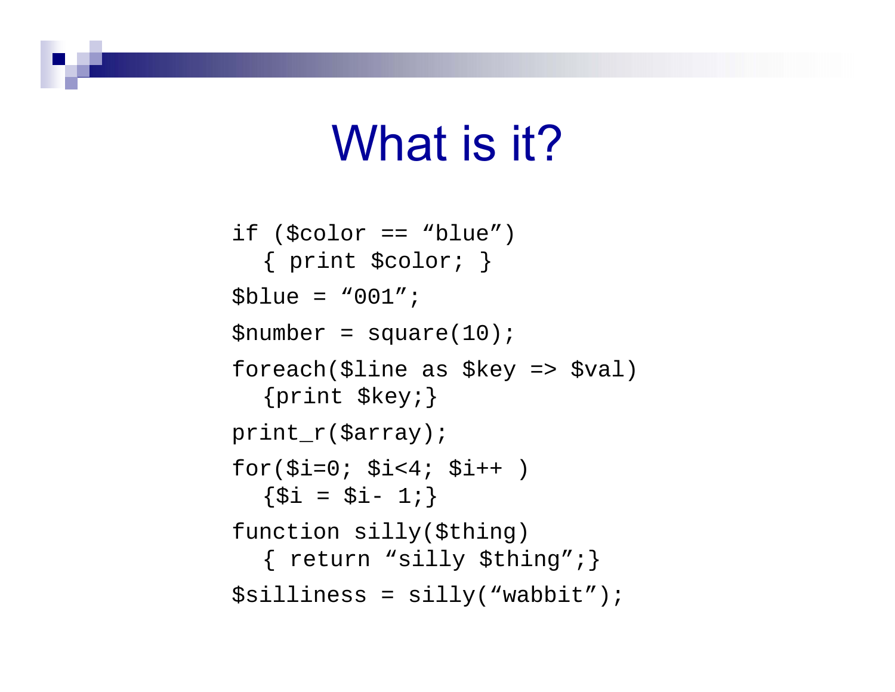# What is it?

```
if ($color == “blue”)
  { print $color; }
$blue = “001”;
$number = square(10);
foreach($line as $key => $val)
  {print $key;}
print_r($array);
for($i=0; $i<4; $i++ )
  {$i = $i- 1;}
function silly($thing)
  { return “silly $thing”;}
$silliness = silly(“wabbit”);
```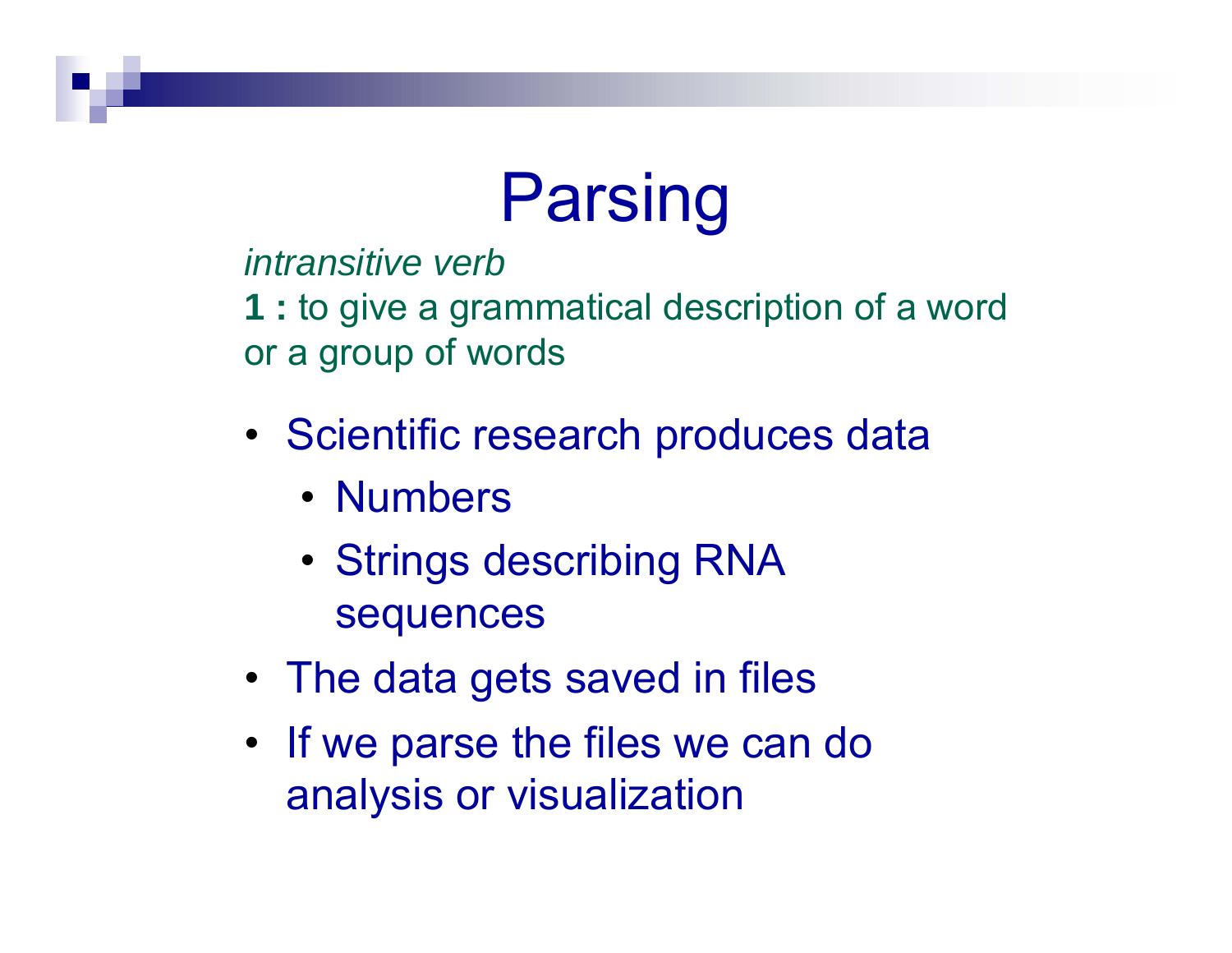# Parsing

*intransitive verb*
**1 :** to give a grammatical description of a word or a group of words

- Scientific research produces data
  - Numbers
  - Strings describing RNA sequences
- The data gets saved in files
- If we parse the files we can do analysis or visualization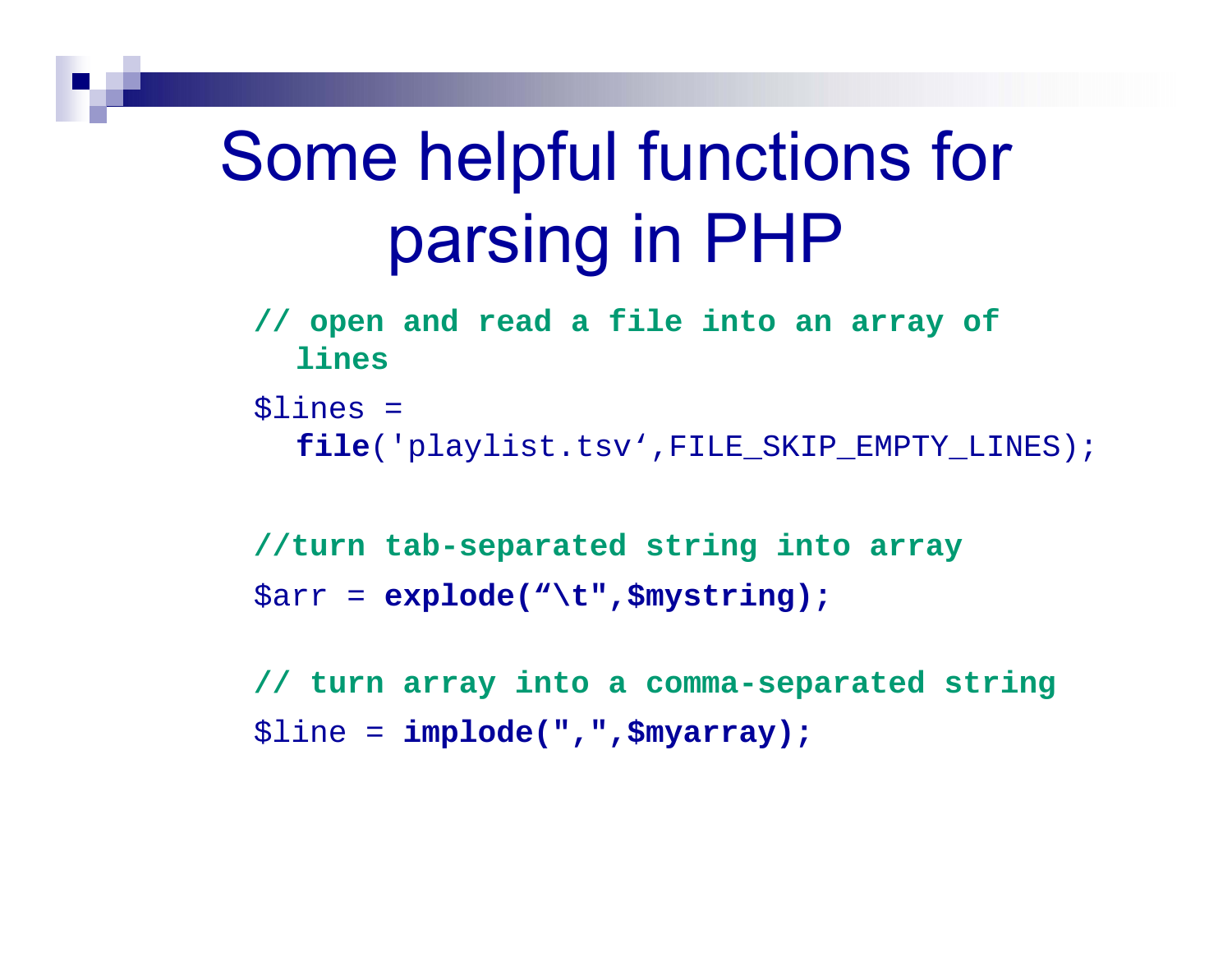# Some helpful functions for parsing in PHP

```
// open and read a file into an array of lines
$lines = file('playlist.tsv‘,FILE_SKIP_EMPTY_LINES);

//turn tab-separated string into array
$arr = explode(“\t",$mystring);

// turn array into a comma-separated string
$line = implode(",",$myarray);
```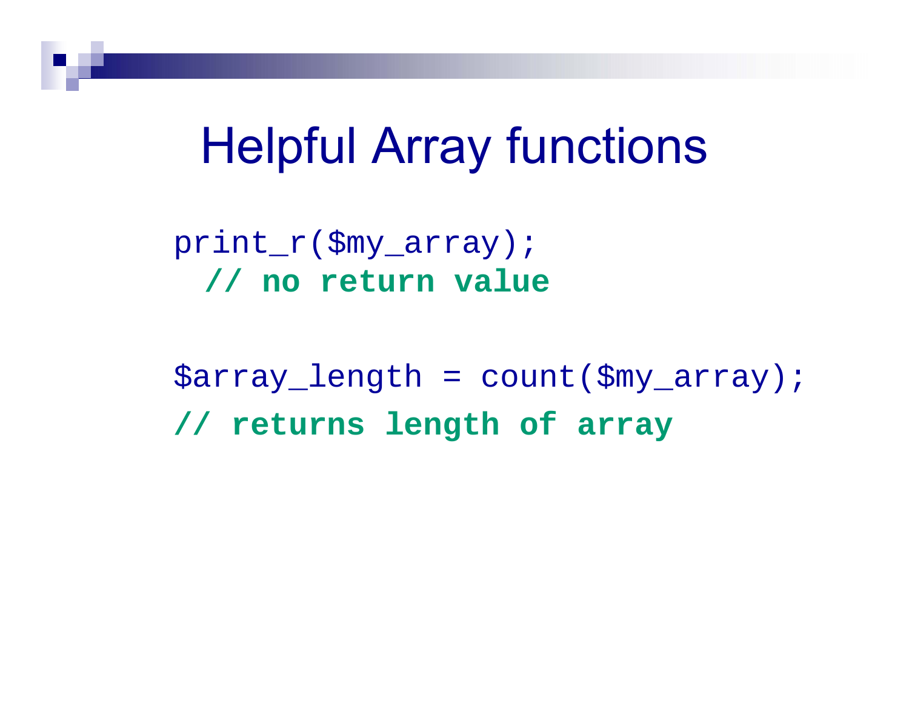# Helpful Array functions

```
print_r($my_array);
  // no return value

$array_length = count($my_array);
// returns length of array
```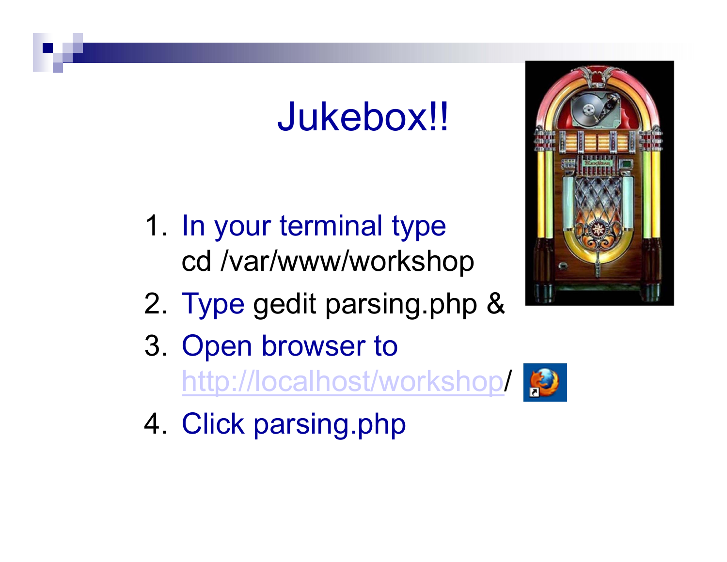# Jukebox!!

1. In your terminal type  
   cd /var/www/workshop
2. Type gedit parsing.php &
3. Open browser to  
   http://localhost/workshop/
4. Click parsing.php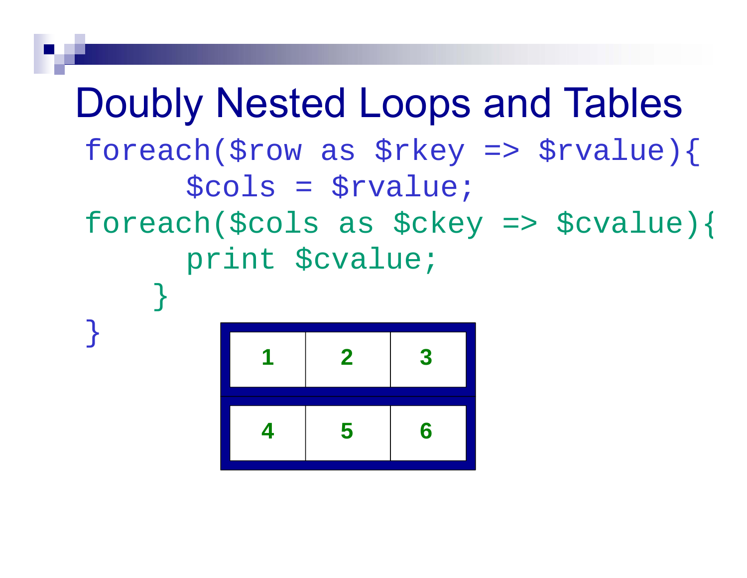# Doubly Nested Loops and Tables

```
foreach($row as $rkey => $rvalue){
      $cols = $rvalue;
foreach($cols as $ckey => $cvalue){
      print $cvalue;
    }
}
```

| | | |
|---|---|---|
| 1 | 2 | 3 |
| 4 | 5 | 6 |